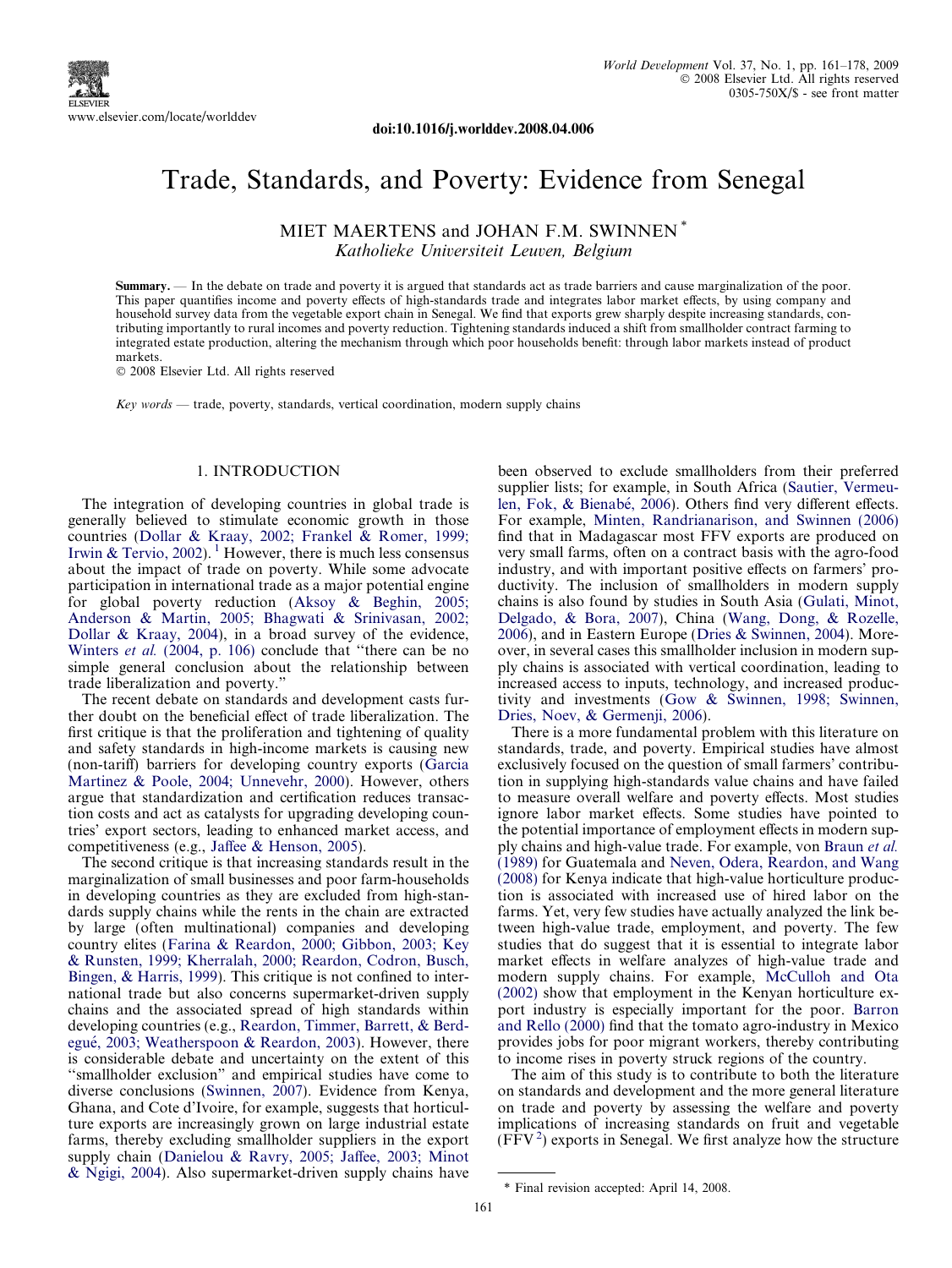doi:10.1016/j.worlddev.2008.04.006

# Trade, Standards, and Poverty: Evidence from Senegal

MIET MAERTENS and JOHAN F.M. SWINNEN *

*Katholieke Universiteit Leuven, Belgium*

**Summary.** — In the debate on trade and poverty it is argued that standards act as trade barriers and cause marginalization of the poor. This paper quantifies income and poverty effects of high-standards trade and integrates labor market effects, by using company and household survey data from the vegetable export chain in Senegal. We find that exports grew sharply despite increasing standards, contributing importantly to rural incomes and poverty reduction. Tightening standards induced a shift from smallholder contract farming to integrated estate production, altering the mechanism through which poor households benefit: through labor markets instead of product markets.

© 2008 Elsevier Ltd. All rights reserved

*Key words* — trade, poverty, standards, vertical coordination, modern supply chains

## 1. INTRODUCTION

The integration of developing countries in global trade is generally believed to stimulate economic growth in those countries (Dollar & Kraay, 2002; Frankel & Romer, 1999; Irwin & Tervio, 2002).[1] However, there is much less consensus about the impact of trade on poverty. While some advocate participation in international trade as a major potential engine for global poverty reduction (Aksoy & Beghin, 2005; Anderson & Martin, 2005; Bhagwati & Srinivasan, 2002; Dollar & Kraay, 2004), in a broad survey of the evidence, Winters *et al.* (2004, p. 106) conclude that "there can be no simple general conclusion about the relationship between trade liberalization and poverty."

The recent debate on standards and development casts further doubt on the beneficial effect of trade liberalization. The first critique is that the proliferation and tightening of quality and safety standards in high-income markets is causing new (non-tariff) barriers for developing country exports (Garcia Martinez & Poole, 2004; Unnevehr, 2000). However, others argue that standardization and certification reduces transaction costs and act as catalysts for upgrading developing countries' export sectors, leading to enhanced market access, and competitiveness (e.g., Jaffee & Henson, 2005).

The second critique is that increasing standards result in the marginalization of small businesses and poor farm-households in developing countries as they are excluded from high-standards supply chains while the rents in the chain are extracted by large (often multinational) companies and developing country elites (Farina & Reardon, 2000; Gibbon, 2003; Key & Runsten, 1999; Kherralah, 2000; Reardon, Codron, Busch, Bingen, & Harris, 1999). This critique is not confined to international trade but also concerns supermarket-driven supply chains and the associated spread of high standards within developing countries (e.g., Reardon, Timmer, Barrett, & Berdegué, 2003; Weatherspoon & Reardon, 2003). However, there is considerable debate and uncertainty on the extent of this "smallholder exclusion" and empirical studies have come to diverse conclusions (Swinnen, 2007). Evidence from Kenya, Ghana, and Cote d'Ivoire, for example, suggests that horticulture exports are increasingly grown on large industrial estate farms, thereby excluding smallholder suppliers in the export supply chain (Danielou & Ravry, 2005; Jaffee, 2003; Minot & Ngigi, 2004). Also supermarket-driven supply chains have been observed to exclude smallholders from their preferred supplier lists; for example, in South Africa (Sautier, Vermeulen, Fok, & Bienabé, 2006). Others find very different effects. For example, Minten, Randrianarison, and Swinnen (2006) find that in Madagascar most FFV exports are produced on very small farms, often on a contract basis with the agro-food industry, and with important positive effects on farmers' productivity. The inclusion of smallholders in modern supply chains is also found by studies in South Asia (Gulati, Minot, Delgado, & Bora, 2007), China (Wang, Dong, & Rozelle, 2006), and in Eastern Europe (Dries & Swinnen, 2004). Moreover, in several cases this smallholder inclusion in modern supply chains is associated with vertical coordination, leading to increased access to inputs, technology, and increased productivity and investments (Gow & Swinnen, 1998; Swinnen, Dries, Noev, & Germenji, 2006).

There is a more fundamental problem with this literature on standards, trade, and poverty. Empirical studies have almost exclusively focused on the question of small farmers' contribution in supplying high-standards value chains and have failed to measure overall welfare and poverty effects. Most studies ignore labor market effects. Some studies have pointed to the potential importance of employment effects in modern supply chains and high-value trade. For example, von Braun *et al.* (1989) for Guatemala and Neven, Odera, Reardon, and Wang (2008) for Kenya indicate that high-value horticulture production is associated with increased use of hired labor on the farms. Yet, very few studies have actually analyzed the link between high-value trade, employment, and poverty. The few studies that do suggest that it is essential to integrate labor market effects in welfare analyzes of high-value trade and modern supply chains. For example, McCulloh and Ota (2002) show that employment in the Kenyan horticulture export industry is especially important for the poor. Barron and Rello (2000) find that the tomato agro-industry in Mexico provides jobs for poor migrant workers, thereby contributing to income rises in poverty struck regions of the country.

The aim of this study is to contribute to both the literature on standards and development and the more general literature on trade and poverty by assessing the welfare and poverty implications of increasing standards on fruit and vegetable (FFV[2]) exports in Senegal. We first analyze how the structure

---

\* Final revision accepted: April 14, 2008.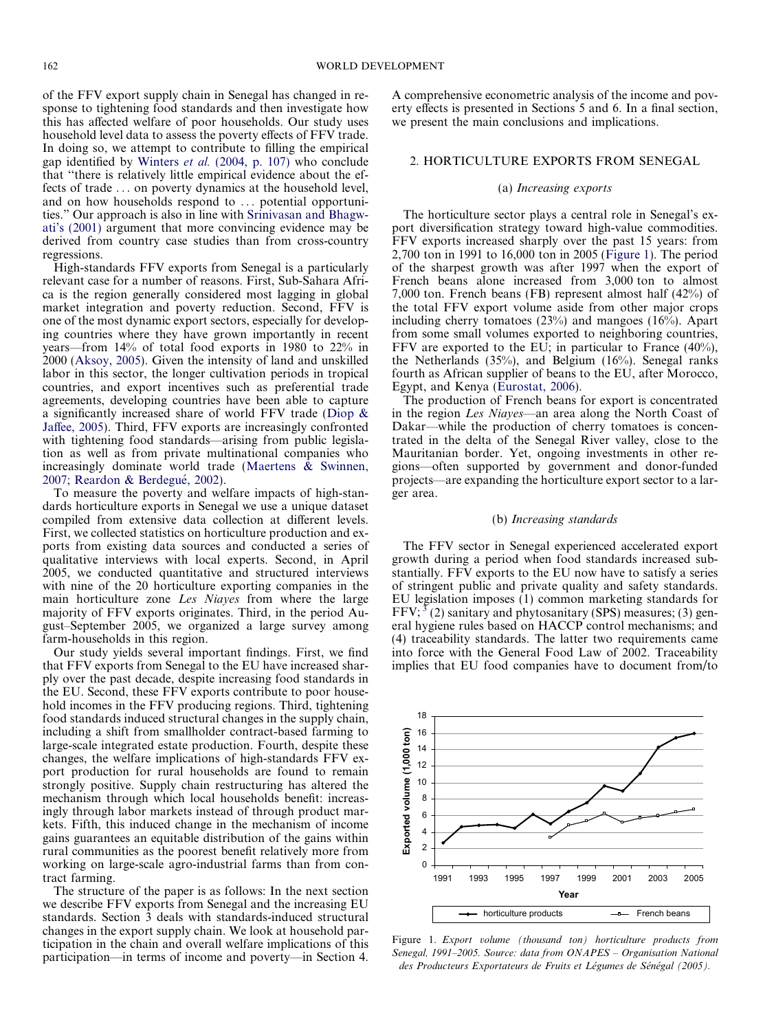of the FFV export supply chain in Senegal has changed in response to tightening food standards and then investigate how this has affected welfare of poor households. Our study uses household level data to assess the poverty effects of FFV trade. In doing so, we attempt to contribute to filling the empirical gap identified by Winters *et al.* (2004, p. 107) who conclude that "there is relatively little empirical evidence about the effects of trade … on poverty dynamics at the household level, and on how households respond to … potential opportunities." Our approach is also in line with Srinivasan and Bhagwati's (2001) argument that more convincing evidence may be derived from country case studies than from cross-country regressions.

High-standards FFV exports from Senegal is a particularly relevant case for a number of reasons. First, Sub-Sahara Africa is the region generally considered most lagging in global market integration and poverty reduction. Second, FFV is one of the most dynamic export sectors, especially for developing countries where they have grown importantly in recent years—from 14% of total food exports in 1980 to 22% in 2000 (Aksoy, 2005). Given the intensity of land and unskilled labor in this sector, the longer cultivation periods in tropical countries, and export incentives such as preferential trade agreements, developing countries have been able to capture a significantly increased share of world FFV trade (Diop & Jaffee, 2005). Third, FFV exports are increasingly confronted with tightening food standards—arising from public legislation as well as from private multinational companies who increasingly dominate world trade (Maertens & Swinnen, 2007; Reardon & Berdegué, 2002).

To measure the poverty and welfare impacts of high-standards horticulture exports in Senegal we use a unique dataset compiled from extensive data collection at different levels. First, we collected statistics on horticulture production and exports from existing data sources and conducted a series of qualitative interviews with local experts. Second, in April 2005, we conducted quantitative and structured interviews with nine of the 20 horticulture exporting companies in the main horticulture zone *Les Niayes* from where the large majority of FFV exports originates. Third, in the period August–September 2005, we organized a large survey among farm-households in this region.

Our study yields several important findings. First, we find that FFV exports from Senegal to the EU have increased sharply over the past decade, despite increasing food standards in the EU. Second, these FFV exports contribute to poor household incomes in the FFV producing regions. Third, tightening food standards induced structural changes in the supply chain, including a shift from smallholder contract-based farming to large-scale integrated estate production. Fourth, despite these changes, the welfare implications of high-standards FFV export production for rural households are found to remain strongly positive. Supply chain restructuring has altered the mechanism through which local households benefit: increasingly through labor markets instead of through product markets. Fifth, this induced change in the mechanism of income gains guarantees an equitable distribution of the gains within rural communities as the poorest benefit relatively more from working on large-scale agro-industrial farms than from contract farming.

The structure of the paper is as follows: In the next section we describe FFV exports from Senegal and the increasing EU standards. Section 3 deals with standards-induced structural changes in the export supply chain. We look at household participation in the chain and overall welfare implications of this participation—in terms of income and poverty—in Section 4. A comprehensive econometric analysis of the income and poverty effects is presented in Sections 5 and 6. In a final section, we present the main conclusions and implications.

## 2. HORTICULTURE EXPORTS FROM SENEGAL

### (a) *Increasing exports*

The horticulture sector plays a central role in Senegal's export diversification strategy toward high-value commodities. FFV exports increased sharply over the past 15 years: from 2,700 ton in 1991 to 16,000 ton in 2005 (Figure 1). The period of the sharpest growth was after 1997 when the export of French beans alone increased from 3,000 ton to almost 7,000 ton. French beans (FB) represent almost half (42%) of the total FFV export volume aside from other major crops including cherry tomatoes (23%) and mangoes (16%). Apart from some small volumes exported to neighboring countries, FFV are exported to the EU; in particular to France (40%), the Netherlands (35%), and Belgium (16%). Senegal ranks fourth as African supplier of beans to the EU, after Morocco, Egypt, and Kenya (Eurostat, 2006).

The production of French beans for export is concentrated in the region *Les Niayes*—an area along the North Coast of Dakar—while the production of cherry tomatoes is concentrated in the delta of the Senegal River valley, close to the Mauritanian border. Yet, ongoing investments in other regions—often supported by government and donor-funded projects—are expanding the horticulture export sector to a larger area.

### (b) *Increasing standards*

The FFV sector in Senegal experienced accelerated export growth during a period when food standards increased substantially. FFV exports to the EU now have to satisfy a series of stringent public and private quality and safety standards. EU legislation imposes (1) common marketing standards for FFV;[3] (2) sanitary and phytosanitary (SPS) measures; (3) general hygiene rules based on HACCP control mechanisms; and (4) traceability standards. The latter two requirements came into force with the General Food Law of 2002. Traceability implies that EU food companies have to document from/to

Figure 1. *Export volume (thousand ton) horticulture products from Senegal, 1991–2005. Source: data from ONAPES – Organisation National des Producteurs Exportateurs de Fruits et Légumes de Sénégal (2005).*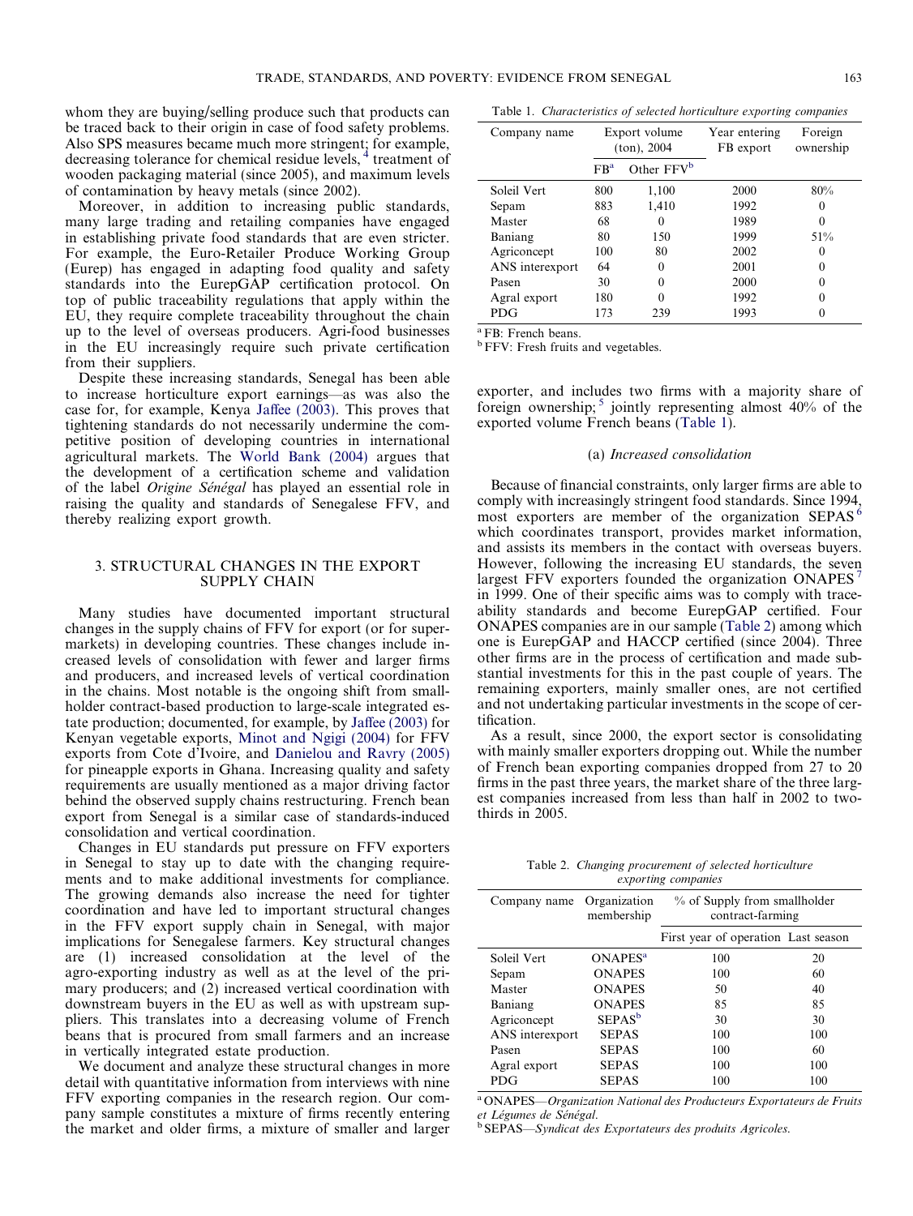whom they are buying/selling produce such that products can be traced back to their origin in case of food safety problems. Also SPS measures became much more stringent; for example, decreasing tolerance for chemical residue levels,[4] treatment of wooden packaging material (since 2005), and maximum levels of contamination by heavy metals (since 2002).

Moreover, in addition to increasing public standards, many large trading and retailing companies have engaged in establishing private food standards that are even stricter. For example, the Euro-Retailer Produce Working Group (Eurep) has engaged in adapting food quality and safety standards into the EurepGAP certification protocol. On top of public traceability regulations that apply within the EU, they require complete traceability throughout the chain up to the level of overseas producers. Agri-food businesses in the EU increasingly require such private certification from their suppliers.

Despite these increasing standards, Senegal has been able to increase horticulture export earnings—as was also the case for, for example, Kenya Jaffee (2003). This proves that tightening standards do not necessarily undermine the competitive position of developing countries in international agricultural markets. The World Bank (2004) argues that the development of a certification scheme and validation of the label *Origine Sénégal* has played an essential role in raising the quality and standards of Senegalese FFV, and thereby realizing export growth.

## 3. STRUCTURAL CHANGES IN THE EXPORT SUPPLY CHAIN

Many studies have documented important structural changes in the supply chains of FFV for export (or for supermarkets) in developing countries. These changes include increased levels of consolidation with fewer and larger firms and producers, and increased levels of vertical coordination in the chains. Most notable is the ongoing shift from smallholder contract-based production to large-scale integrated estate production; documented, for example, by Jaffee (2003) for Kenyan vegetable exports, Minot and Ngigi (2004) for FFV exports from Cote d'Ivoire, and Danielou and Ravry (2005) for pineapple exports in Ghana. Increasing quality and safety requirements are usually mentioned as a major driving factor behind the observed supply chains restructuring. French bean export from Senegal is a similar case of standards-induced consolidation and vertical coordination.

Changes in EU standards put pressure on FFV exporters in Senegal to stay up to date with the changing requirements and to make additional investments for compliance. The growing demands also increase the need for tighter coordination and have led to important structural changes in the FFV export supply chain in Senegal, with major implications for Senegalese farmers. Key structural changes are (1) increased consolidation at the level of the agro-exporting industry as well as at the level of the primary producers; and (2) increased vertical coordination with downstream buyers in the EU as well as with upstream suppliers. This translates into a decreasing volume of French beans that is procured from small farmers and an increase in vertically integrated estate production.

We document and analyze these structural changes in more detail with quantitative information from interviews with nine FFV exporting companies in the research region. Our company sample constitutes a mixture of firms recently entering the market and older firms, a mixture of smaller and larger exporter, and includes two firms with a majority share of foreign ownership;[5] jointly representing almost 40% of the exported volume French beans (Table 1).

Table 1. *Characteristics of selected horticulture exporting companies*

| Company name | Export volume (ton), 2004 | | Year entering FB export | Foreign ownership |
|---|---|---|---|---|
| | FB[a] | Other FFV[b] | | |
| Soleil Vert | 800 | 1,100 | 2000 | 80% |
| Sepam | 883 | 1,410 | 1992 | 0 |
| Master | 68 | 0 | 1989 | 0 |
| Baniang | 80 | 150 | 1999 | 51% |
| Agriconcept | 100 | 80 | 2002 | 0 |
| ANS interexport | 64 | 0 | 2001 | 0 |
| Pasen | 30 | 0 | 2000 | 0 |
| Agral export | 180 | 0 | 1992 | 0 |
| PDG | 173 | 239 | 1993 | 0 |

[a] FB: French beans.
[b] FFV: Fresh fruits and vegetables.

### (a) *Increased consolidation*

Because of financial constraints, only larger firms are able to comply with increasingly stringent food standards. Since 1994, most exporters are member of the organization SEPAS[6] which coordinates transport, provides market information, and assists its members in the contact with overseas buyers. However, following the increasing EU standards, the seven largest FFV exporters founded the organization ONAPES[7] in 1999. One of their specific aims was to comply with traceability standards and become EurepGAP certified. Four ONAPES companies are in our sample (Table 2) among which one is EurepGAP and HACCP certified (since 2004). Three other firms are in the process of certification and made substantial investments for this in the past couple of years. The remaining exporters, mainly smaller ones, are not certified and not undertaking particular investments in the scope of certification.

As a result, since 2000, the export sector is consolidating with mainly smaller exporters dropping out. While the number of French bean exporting companies dropped from 27 to 20 firms in the past three years, the market share of the three largest companies increased from less than half in 2002 to two-thirds in 2005.

Table 2. *Changing procurement of selected horticulture exporting companies*

| Company name | Organization membership | % of Supply from smallholder contract-farming | |
|---|---|---|---|
| | | First year of operation | Last season |
| Soleil Vert | ONAPES[a] | 100 | 20 |
| Sepam | ONAPES | 100 | 60 |
| Master | ONAPES | 50 | 40 |
| Baniang | ONAPES | 85 | 85 |
| Agriconcept | SEPAS[b] | 30 | 30 |
| ANS interexport | SEPAS | 100 | 100 |
| Pasen | SEPAS | 100 | 60 |
| Agral export | SEPAS | 100 | 100 |
| PDG | SEPAS | 100 | 100 |

[a] ONAPES—*Organization National des Producteurs Exportateurs de Fruits et Légumes de Sénégal.*
[b] SEPAS—*Syndicat des Exportateurs des produits Agricoles.*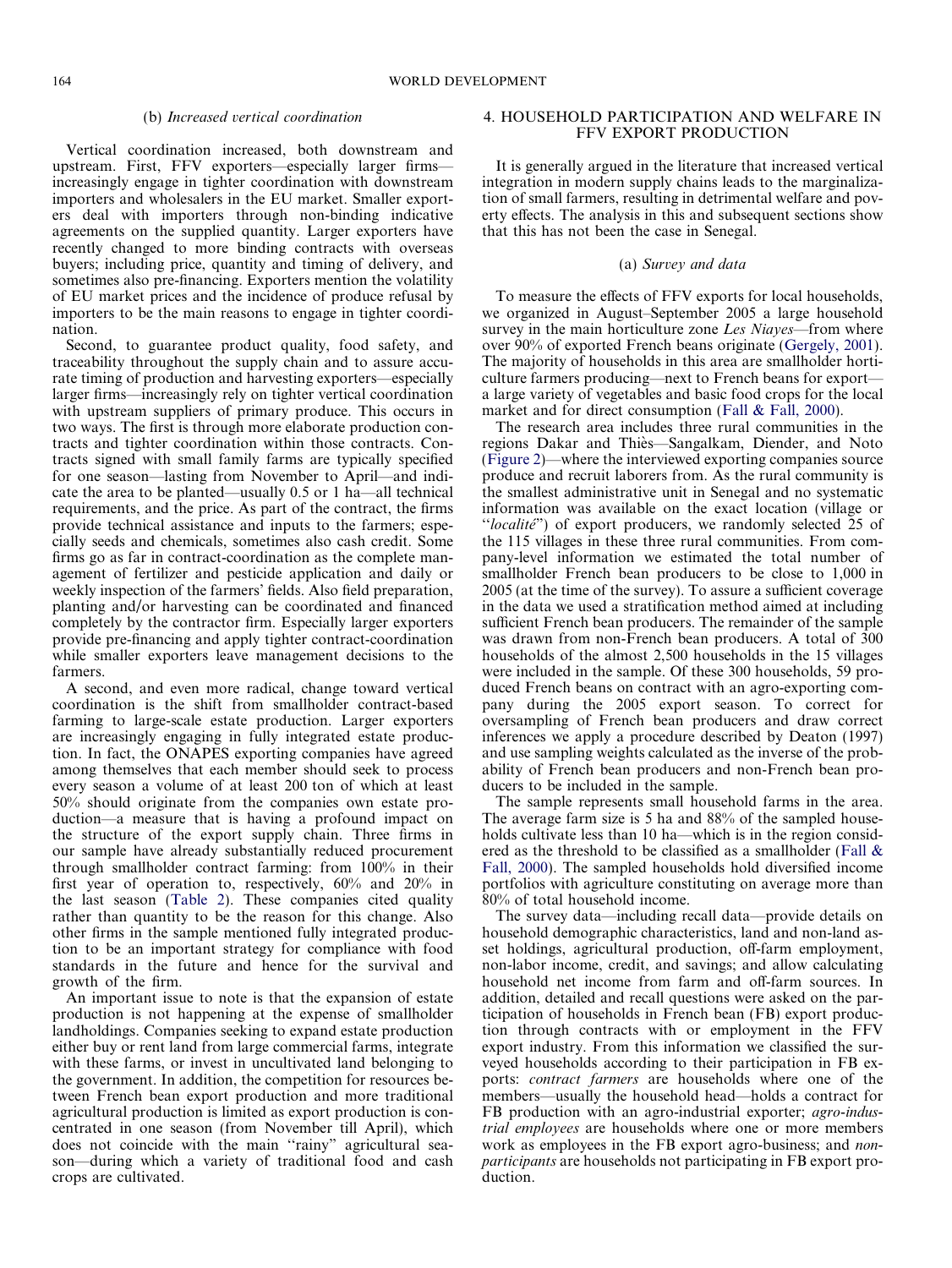### (b) *Increased vertical coordination*

Vertical coordination increased, both downstream and upstream. First, FFV exporters—especially larger firms—increasingly engage in tighter coordination with downstream importers and wholesalers in the EU market. Smaller exporters deal with importers through non-binding indicative agreements on the supplied quantity. Larger exporters have recently changed to more binding contracts with overseas buyers; including price, quantity and timing of delivery, and sometimes also pre-financing. Exporters mention the volatility of EU market prices and the incidence of produce refusal by importers to be the main reasons to engage in tighter coordination.

Second, to guarantee product quality, food safety, and traceability throughout the supply chain and to assure accurate timing of production and harvesting exporters—especially larger firms—increasingly rely on tighter vertical coordination with upstream suppliers of primary produce. This occurs in two ways. The first is through more elaborate production contracts and tighter coordination within those contracts. Contracts signed with small family farms are typically specified for one season—lasting from November to April—and indicate the area to be planted—usually 0.5 or 1 ha—all technical requirements, and the price. As part of the contract, the firms provide technical assistance and inputs to the farmers; especially seeds and chemicals, sometimes also cash credit. Some firms go as far in contract-coordination as the complete management of fertilizer and pesticide application and daily or weekly inspection of the farmers' fields. Also field preparation, planting and/or harvesting can be coordinated and financed completely by the contractor firm. Especially larger exporters provide pre-financing and apply tighter contract-coordination while smaller exporters leave management decisions to the farmers.

A second, and even more radical, change toward vertical coordination is the shift from smallholder contract-based farming to large-scale estate production. Larger exporters are increasingly engaging in fully integrated estate production. In fact, the ONAPES exporting companies have agreed among themselves that each member should seek to process every season a volume of at least 200 ton of which at least 50% should originate from the companies own estate production—a measure that is having a profound impact on the structure of the export supply chain. Three firms in our sample have already substantially reduced procurement through smallholder contract farming: from 100% in their first year of operation to, respectively, 60% and 20% in the last season (Table 2). These companies cited quality rather than quantity to be the reason for this change. Also other firms in the sample mentioned fully integrated production to be an important strategy for compliance with food standards in the future and hence for the survival and growth of the firm.

An important issue to note is that the expansion of estate production is not happening at the expense of smallholder landholdings. Companies seeking to expand estate production either buy or rent land from large commercial farms, integrate with these farms, or invest in uncultivated land belonging to the government. In addition, the competition for resources between French bean export production and more traditional agricultural production is limited as export production is concentrated in one season (from November till April), which does not coincide with the main "rainy" agricultural season—during which a variety of traditional food and cash crops are cultivated.

## 4. HOUSEHOLD PARTICIPATION AND WELFARE IN FFV EXPORT PRODUCTION

It is generally argued in the literature that increased vertical integration in modern supply chains leads to the marginalization of small farmers, resulting in detrimental welfare and poverty effects. The analysis in this and subsequent sections show that this has not been the case in Senegal.

### (a) *Survey and data*

To measure the effects of FFV exports for local households, we organized in August–September 2005 a large household survey in the main horticulture zone *Les Niayes*—from where over 90% of exported French beans originate (Gergely, 2001). The majority of households in this area are smallholder horticulture farmers producing—next to French beans for export—a large variety of vegetables and basic food crops for the local market and for direct consumption (Fall & Fall, 2000).

The research area includes three rural communities in the regions Dakar and Thiès—Sangalkam, Diender, and Noto (Figure 2)—where the interviewed exporting companies source produce and recruit laborers from. As the rural community is the smallest administrative unit in Senegal and no systematic information was available on the exact location (village or "*localité*") of export producers, we randomly selected 25 of the 115 villages in these three rural communities. From company-level information we estimated the total number of smallholder French bean producers to be close to 1,000 in 2005 (at the time of the survey). To assure a sufficient coverage in the data we used a stratification method aimed at including sufficient French bean producers. The remainder of the sample was drawn from non-French bean producers. A total of 300 households of the almost 2,500 households in the 15 villages were included in the sample. Of these 300 households, 59 produced French beans on contract with an agro-exporting company during the 2005 export season. To correct for oversampling of French bean producers and draw correct inferences we apply a procedure described by Deaton (1997) and use sampling weights calculated as the inverse of the probability of French bean producers and non-French bean producers to be included in the sample.

The sample represents small household farms in the area. The average farm size is 5 ha and 88% of the sampled households cultivate less than 10 ha—which is in the region considered as the threshold to be classified as a smallholder (Fall & Fall, 2000). The sampled households hold diversified income portfolios with agriculture constituting on average more than 80% of total household income.

The survey data—including recall data—provide details on household demographic characteristics, land and non-land asset holdings, agricultural production, off-farm employment, non-labor income, credit, and savings; and allow calculating household net income from farm and off-farm sources. In addition, detailed and recall questions were asked on the participation of households in French bean (FB) export production through contracts with or employment in the FFV export industry. From this information we classified the surveyed households according to their participation in FB exports: *contract farmers* are households where one of the members—usually the household head—holds a contract for FB production with an agro-industrial exporter; *agro-industrial employees* are households where one or more members work as employees in the FB export agro-business; and *non-participants* are households not participating in FB export production.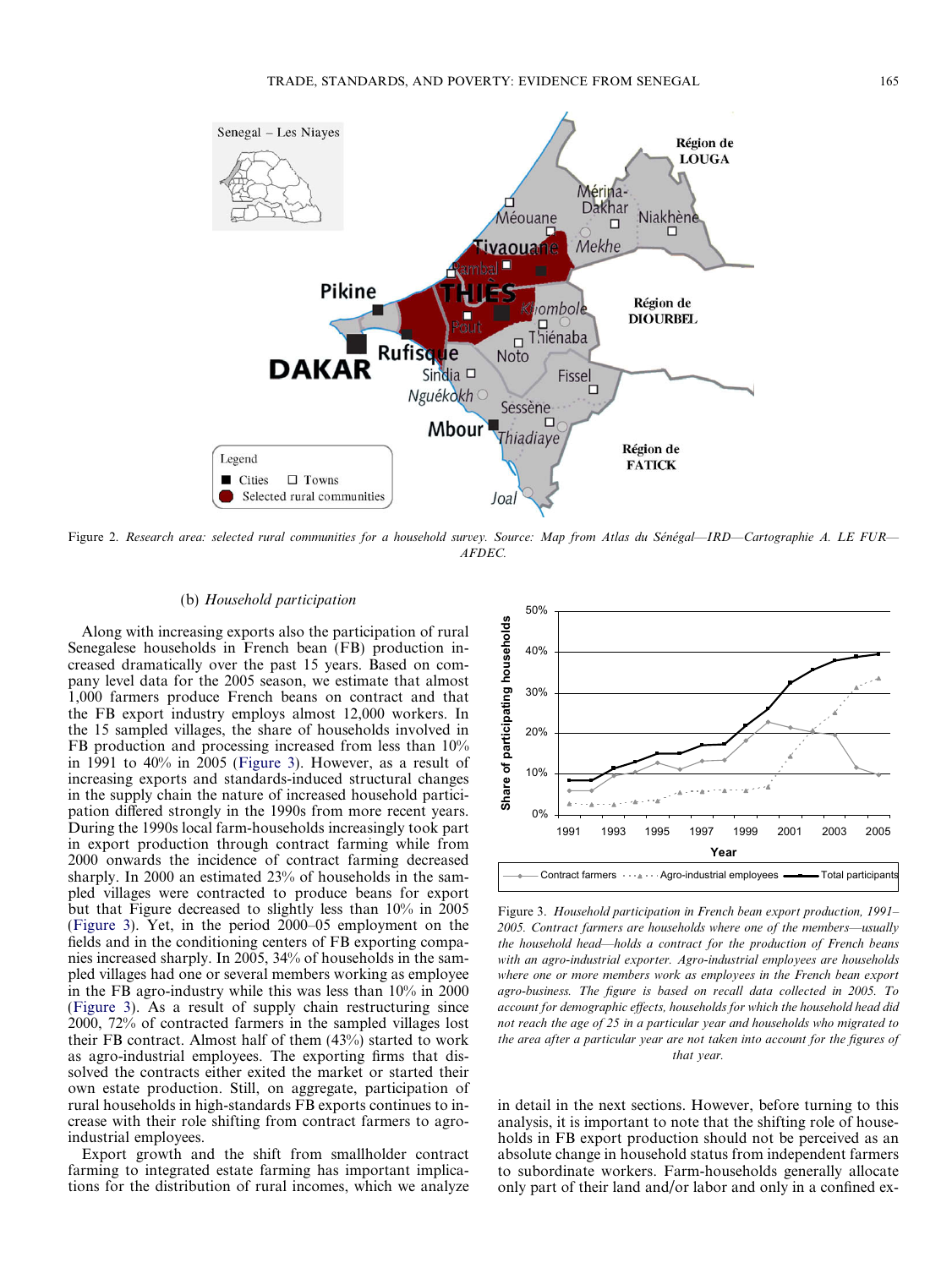Figure 2. *Research area: selected rural communities for a household survey. Source: Map from Atlas du Sénégal—IRD—Cartographie A. LE FUR—AFDEC.*

### (b) *Household participation*

Along with increasing exports also the participation of rural Senegalese households in French bean (FB) production increased dramatically over the past 15 years. Based on company level data for the 2005 season, we estimate that almost 1,000 farmers produce French beans on contract and that the FB export industry employs almost 12,000 workers. In the 15 sampled villages, the share of households involved in FB production and processing increased from less than 10% in 1991 to 40% in 2005 (Figure 3). However, as a result of increasing exports and standards-induced structural changes in the supply chain the nature of increased household participation differed strongly in the 1990s from more recent years. During the 1990s local farm-households increasingly took part in export production through contract farming while from 2000 onwards the incidence of contract farming decreased sharply. In 2000 an estimated 23% of households in the sampled villages were contracted to produce beans for export but that Figure decreased to slightly less than 10% in 2005 (Figure 3). Yet, in the period 2000–05 employment on the fields and in the conditioning centers of FB exporting companies increased sharply. In 2005, 34% of households in the sampled villages had one or several members working as employee in the FB agro-industry while this was less than 10% in 2000 (Figure 3). As a result of supply chain restructuring since 2000, 72% of contracted farmers in the sampled villages lost their FB contract. Almost half of them (43%) started to work as agro-industrial employees. The exporting firms that dissolved the contracts either exited the market or started their own estate production. Still, on aggregate, participation of rural households in high-standards FB exports continues to increase with their role shifting from contract farmers to agro-industrial employees.

Export growth and the shift from smallholder contract farming to integrated estate farming has important implications for the distribution of rural incomes, which we analyze in detail in the next sections. However, before turning to this analysis, it is important to note that the shifting role of households in FB export production should not be perceived as an absolute change in household status from independent farmers to subordinate workers. Farm-households generally allocate only part of their land and/or labor and only in a confined ex-

Figure 3. *Household participation in French bean export production, 1991–2005. Contract farmers are households where one of the members—usually the household head—holds a contract for the production of French beans with an agro-industrial exporter. Agro-industrial employees are households where one or more members work as employees in the French bean export agro-business. The figure is based on recall data collected in 2005. To account for demographic effects, households for which the household head did not reach the age of 25 in a particular year and households who migrated to the area after a particular year are not taken into account for the figures of that year.*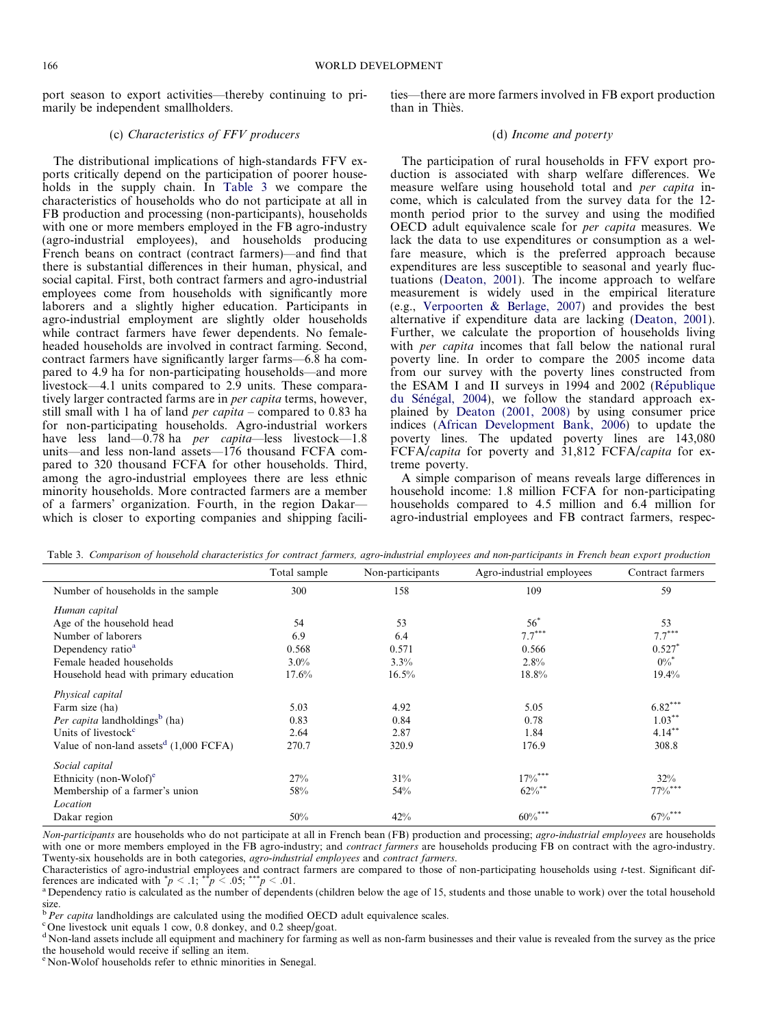port season to export activities—thereby continuing to primarily be independent smallholders.

### (c) *Characteristics of FFV producers*

The distributional implications of high-standards FFV exports critically depend on the participation of poorer households in the supply chain. In Table 3 we compare the characteristics of households who do not participate at all in FB production and processing (non-participants), households with one or more members employed in the FB agro-industry (agro-industrial employees), and households producing French beans on contract (contract farmers)—and find that there is substantial differences in their human, physical, and social capital. First, both contract farmers and agro-industrial employees come from households with significantly more laborers and a slightly higher education. Participants in agro-industrial employment are slightly older households while contract farmers have fewer dependents. No female-headed households are involved in contract farming. Second, contract farmers have significantly larger farms—6.8 ha compared to 4.9 ha for non-participating households—and more livestock—4.1 units compared to 2.9 units. These comparatively larger contracted farms are in *per capita* terms, however, still small with 1 ha of land *per capita* – compared to 0.83 ha for non-participating households. Agro-industrial workers have less land—0.78 ha *per capita*—less livestock—1.8 units—and less non-land assets—176 thousand FCFA compared to 320 thousand FCFA for other households. Third, among the agro-industrial employees there are less ethnic minority households. More contracted farmers are a member of a farmers' organization. Fourth, in the region Dakar—which is closer to exporting companies and shipping facilities—there are more farmers involved in FB export production than in Thiès.

### (d) *Income and poverty*

The participation of rural households in FFV export production is associated with sharp welfare differences. We measure welfare using household total and *per capita* income, which is calculated from the survey data for the 12-month period prior to the survey and using the modified OECD adult equivalence scale for *per capita* measures. We lack the data to use expenditures or consumption as a welfare measure, which is the preferred approach because expenditures are less susceptible to seasonal and yearly fluctuations (Deaton, 2001). The income approach to welfare measurement is widely used in the empirical literature (e.g., Verpoorten & Berlage, 2007) and provides the best alternative if expenditure data are lacking (Deaton, 2001). Further, we calculate the proportion of households living with *per capita* incomes that fall below the national rural poverty line. In order to compare the 2005 income data from our survey with the poverty lines constructed from the ESAM I and II surveys in 1994 and 2002 (République du Sénégal, 2004), we follow the standard approach explained by Deaton (2001, 2008) by using consumer price indices (African Development Bank, 2006) to update the poverty lines. The updated poverty lines are 143,080 FCFA/*capita* for poverty and 31,812 FCFA/*capita* for extreme poverty.

A simple comparison of means reveals large differences in household income: 1.8 million FCFA for non-participating households compared to 4.5 million and 6.4 million for agro-industrial employees and FB contract farmers, respec-

Table 3. *Comparison of household characteristics for contract farmers, agro-industrial employees and non-participants in French bean export production*

| | Total sample | Non-participants | Agro-industrial employees | Contract farmers |
|---|---|---|---|---|
| Number of households in the sample | 300 | 158 | 109 | 59 |
| *Human capital* | | | | |
| Age of the household head | 54 | 53 | $56^{*}$ | 53 |
| Number of laborers | 6.9 | 6.4 | $7.7^{***}$ | $7.7^{***}$ |
| Dependency ratio[a] | 0.568 | 0.571 | 0.566 | $0.527^{*}$ |
| Female headed households | 3.0% | 3.3% | 2.8% | $0\%^{*}$ |
| Household head with primary education | 17.6% | 16.5% | 18.8% | 19.4% |
| *Physical capital* | | | | |
| Farm size (ha) | 5.03 | 4.92 | 5.05 | $6.82^{***}$ |
| *Per capita* landholdings[b] (ha) | 0.83 | 0.84 | 0.78 | $1.03^{**}$ |
| Units of livestock[c] | 2.64 | 2.87 | 1.84 | $4.14^{**}$ |
| Value of non-land assets[d] (1,000 FCFA) | 270.7 | 320.9 | 176.9 | 308.8 |
| *Social capital* | | | | |
| Ethnicity (non-Wolof)[e] | 27% | 31% | $17\%^{***}$ | 32% |
| Membership of a farmer's union | 58% | 54% | $62\%^{**}$ | $77\%^{***}$ |
| *Location* | | | | |
| Dakar region | 50% | 42% | $60\%^{***}$ | $67\%^{***}$ |

*Non-participants* are households who do not participate at all in French bean (FB) production and processing; *agro-industrial employees* are households with one or more members employed in the FB agro-industry; and *contract farmers* are households producing FB on contract with the agro-industry. Twenty-six households are in both categories, *agro-industrial employees* and *contract farmers*.
Characteristics of agro-industrial employees and contract farmers are compared to those of non-participating households using *t*-test. Significant differences are indicated with $^{*}p < .1$; $^{**}p < .05$; $^{***}p < .01$.
[a] Dependency ratio is calculated as the number of dependents (children below the age of 15, students and those unable to work) over the total household size.
[b] *Per capita* landholdings are calculated using the modified OECD adult equivalence scales.
[c] One livestock unit equals 1 cow, 0.8 donkey, and 0.2 sheep/goat.
[d] Non-land assets include all equipment and machinery for farming as well as non-farm businesses and their value is revealed from the survey as the price the household would receive if selling an item.
[e] Non-Wolof households refer to ethnic minorities in Senegal.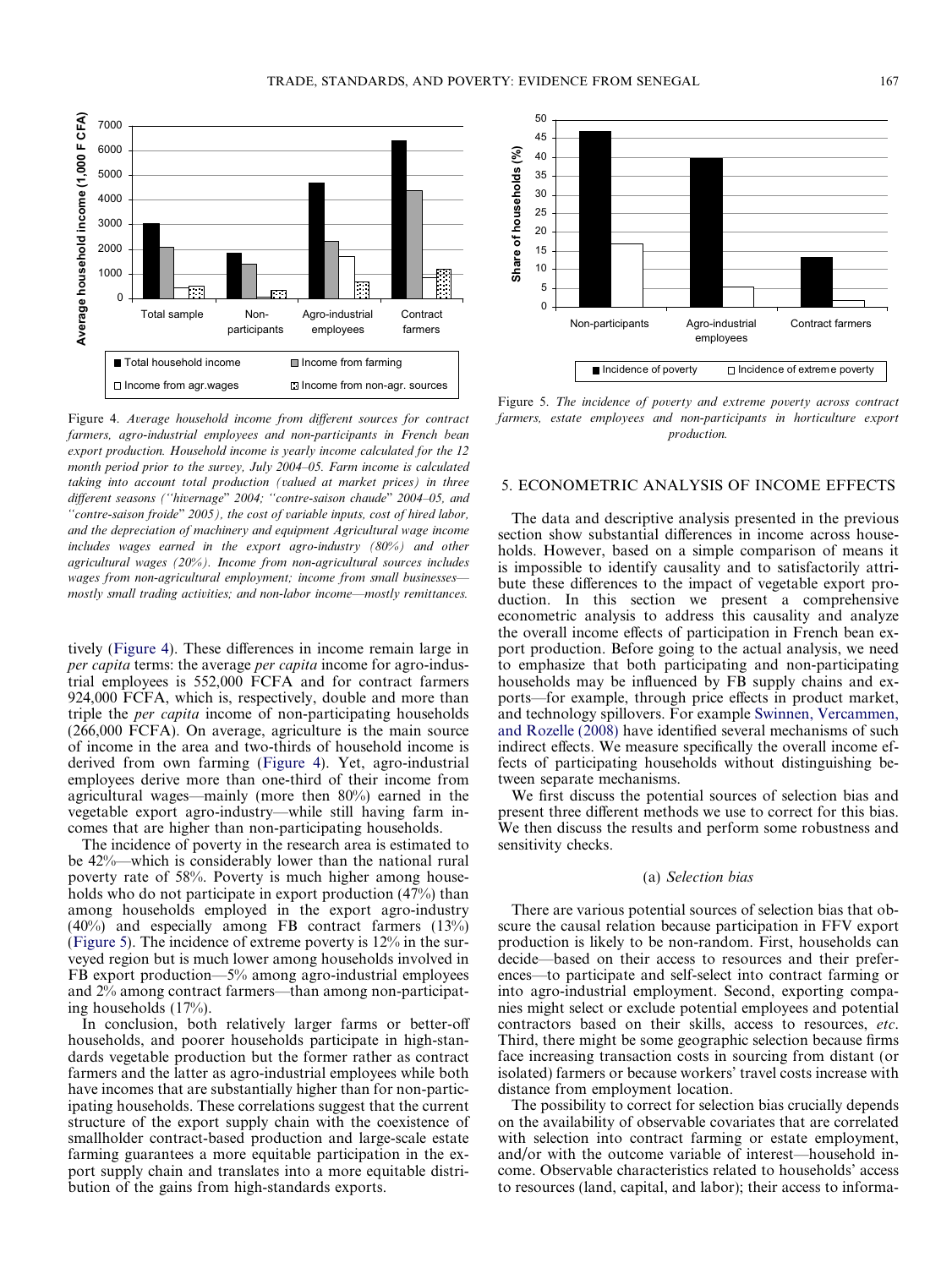Average household income (1,000 F CFA)

7000
6000
5000
4000
3000
2000
1000
0

Total sample
Non-participants
Agro-industrial employees
Contract farmers

Total household income
Income from farming
Income from agr.wages
Income from non-agr. sources

Figure 4. *Average household income from different sources for contract farmers, agro-industrial employees and non-participants in French bean export production. Household income is yearly income calculated for the 12 month period prior to the survey, July 2004–05. Farm income is calculated taking into account total production (valued at market prices) in three different seasons ("hivernage" 2004; "contre-saison chaude" 2004–05, and "contre-saison froide" 2005), the cost of variable inputs, cost of hired labor, and the depreciation of machinery and equipment Agricultural wage income includes wages earned in the export agro-industry (80%) and other agricultural wages (20%). Income from non-agricultural sources includes wages from non-agricultural employment; income from small businesses—mostly small trading activities; and non-labor income—mostly remittances.*

tively (Figure 4). These differences in income remain large in *per capita* terms: the average *per capita* income for agro-industrial employees is 552,000 FCFA and for contract farmers 924,000 FCFA, which is, respectively, double and more than triple the *per capita* income of non-participating households (266,000 FCFA). On average, agriculture is the main source of income in the area and two-thirds of household income is derived from own farming (Figure 4). Yet, agro-industrial employees derive more than one-third of their income from agricultural wages—mainly (more then 80%) earned in the vegetable export agro-industry—while still having farm incomes that are higher than non-participating households.

The incidence of poverty in the research area is estimated to be 42%—which is considerably lower than the national rural poverty rate of 58%. Poverty is much higher among households who do not participate in export production (47%) than among households employed in the export agro-industry (40%) and especially among FB contract farmers (13%) (Figure 5). The incidence of extreme poverty is 12% in the surveyed region but is much lower among households involved in FB export production—5% among agro-industrial employees and 2% among contract farmers—than among non-participating households (17%).

In conclusion, both relatively larger farms or better-off households, and poorer households participate in high-standards vegetable production but the former rather as contract farmers and the latter as agro-industrial employees while both have incomes that are substantially higher than for non-participating households. These correlations suggest that the current structure of the export supply chain with the coexistence of smallholder contract-based production and large-scale estate farming guarantees a more equitable participation in the export supply chain and translates into a more equitable distribution of the gains from high-standards exports.

Share of households (%)

50
45
40
35
30
25
20
15
10
5
0

Non-participants
Agro-industrial employees
Contract farmers

Incidence of poverty
Incidence of extreme poverty

Figure 5. *The incidence of poverty and extreme poverty across contract farmers, estate employees and non-participants in horticulture export production.*

## 5. ECONOMETRIC ANALYSIS OF INCOME EFFECTS

The data and descriptive analysis presented in the previous section show substantial differences in income across households. However, based on a simple comparison of means it is impossible to identify causality and to satisfactorily attribute these differences to the impact of vegetable export production. In this section we present a comprehensive econometric analysis to address this causality and analyze the overall income effects of participation in French bean export production. Before going to the actual analysis, we need to emphasize that both participating and non-participating households may be influenced by FB supply chains and exports—for example, through price effects in product market, and technology spillovers. For example Swinnen, Vercammen, and Rozelle (2008) have identified several mechanisms of such indirect effects. We measure specifically the overall income effects of participating households without distinguishing between separate mechanisms.

We first discuss the potential sources of selection bias and present three different methods we use to correct for this bias. We then discuss the results and perform some robustness and sensitivity checks.

### (a) *Selection bias*

There are various potential sources of selection bias that obscure the causal relation because participation in FFV export production is likely to be non-random. First, households can decide—based on their access to resources and their preferences—to participate and self-select into contract farming or into agro-industrial employment. Second, exporting companies might select or exclude potential employees and potential contractors based on their skills, access to resources, *etc*. Third, there might be some geographic selection because firms face increasing transaction costs in sourcing from distant (or isolated) farmers or because workers' travel costs increase with distance from employment location.

The possibility to correct for selection bias crucially depends on the availability of observable covariates that are correlated with selection into contract farming or estate employment, and/or with the outcome variable of interest—household income. Observable characteristics related to households' access to resources (land, capital, and labor); their access to informa-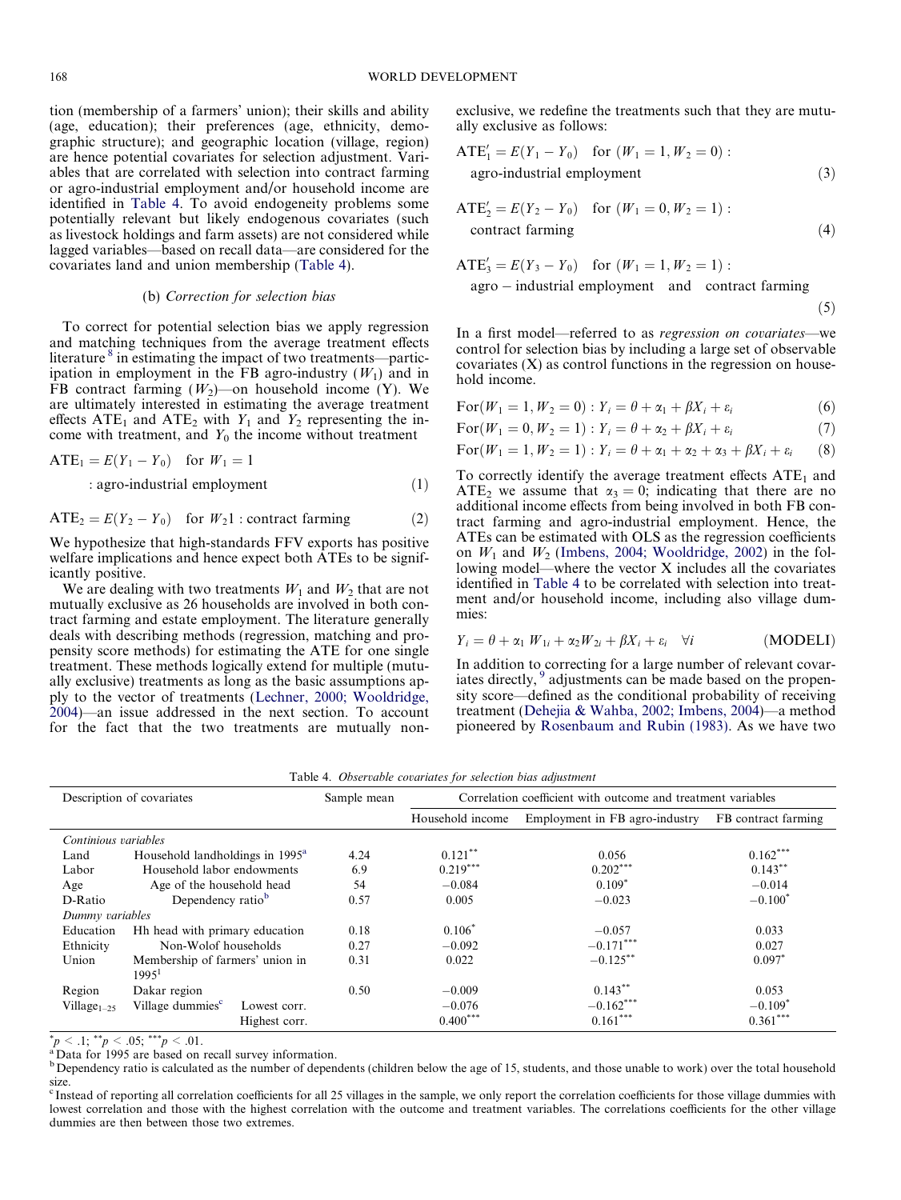tion (membership of a farmers' union); their skills and ability (age, education); their preferences (age, ethnicity, demographic structure); and geographic location (village, region) are hence potential covariates for selection adjustment. Variables that are correlated with selection into contract farming or agro-industrial employment and/or household income are identified in Table 4. To avoid endogeneity problems some potentially relevant but likely endogenous covariates (such as livestock holdings and farm assets) are not considered while lagged variables—based on recall data—are considered for the covariates land and union membership (Table 4).

### (b) *Correction for selection bias*

To correct for potential selection bias we apply regression and matching techniques from the average treatment effects literature [8] in estimating the impact of two treatments—participation in employment in the FB agro-industry ($W_1$) and in FB contract farming ($W_2$)—on household income (Y). We are ultimately interested in estimating the average treatment effects $\text{ATE}_1$ and $\text{ATE}_2$ with $Y_1$ and $Y_2$ representing the income with treatment, and $Y_0$ the income without treatment

$$\text{ATE}_1 = E(Y_1 - Y_0) \quad \text{for } W_1 = 1 : \text{agro-industrial employment} \tag{1}$$

$$\text{ATE}_2 = E(Y_2 - Y_0) \quad \text{for } W_2 1 : \text{contract farming} \tag{2}$$

We hypothesize that high-standards FFV exports has positive welfare implications and hence expect both ATEs to be significantly positive.

We are dealing with two treatments $W_1$ and $W_2$ that are not mutually exclusive as 26 households are involved in both contract farming and estate employment. The literature generally deals with describing methods (regression, matching and propensity score methods) for estimating the ATE for one single treatment. These methods logically extend for multiple (mutually exclusive) treatments as long as the basic assumptions apply to the vector of treatments (Lechner, 2000; Wooldridge, 2004)—an issue addressed in the next section. To account for the fact that the two treatments are mutually non-exclusive, we redefine the treatments such that they are mutually exclusive as follows:

$$\text{ATE}'_1 = E(Y_1 - Y_0) \quad \text{for } (W_1 = 1, W_2 = 0) : \text{agro-industrial employment} \tag{3}$$

$$\text{ATE}'_2 = E(Y_2 - Y_0) \quad \text{for } (W_1 = 0, W_2 = 1) : \text{contract farming} \tag{4}$$

$$\text{ATE}'_3 = E(Y_3 - Y_0) \quad \text{for } (W_1 = 1, W_2 = 1) : \text{agro-industrial employment and contract farming} \tag{5}$$

In a first model—referred to as *regression on covariates*—we control for selection bias by including a large set of observable covariates (X) as control functions in the regression on household income.

$$\text{For}(W_1 = 1, W_2 = 0) : Y_i = \theta + \alpha_1 + \beta X_i + \varepsilon_i \tag{6}$$

$$\text{For}(W_1 = 0, W_2 = 1) : Y_i = \theta + \alpha_2 + \beta X_i + \varepsilon_i \tag{7}$$

$$\text{For}(W_1 = 1, W_2 = 1) : Y_i = \theta + \alpha_1 + \alpha_2 + \alpha_3 + \beta X_i + \varepsilon_i \tag{8}$$

To correctly identify the average treatment effects $\text{ATE}_1$ and $\text{ATE}_2$ we assume that $\alpha_3 = 0$; indicating that there are no additional income effects from being involved in both FB contract farming and agro-industrial employment. Hence, the ATEs can be estimated with OLS as the regression coefficients on $W_1$ and $W_2$ (Imbens, 2004; Wooldridge, 2002) in the following model—where the vector X includes all the covariates identified in Table 4 to be correlated with selection into treatment and/or household income, including also village dummies:

$$Y_i = \theta + \alpha_1 W_{1i} + \alpha_2 W_{2i} + \beta X_i + \varepsilon_i \quad \forall i \tag{MODELI}$$

In addition to correcting for a large number of relevant covariates directly, [9] adjustments can be made based on the propensity score—defined as the conditional probability of receiving treatment (Dehejia & Wahba, 2002; Imbens, 2004)—a method pioneered by Rosenbaum and Rubin (1983). As we have two

Table 4. *Observable covariates for selection bias adjustment*

| Description of covariates | | | Sample mean | Correlation coefficient with outcome and treatment variables | | |
|---|---|---|---|---|---|---|
| | | | | Household income | Employment in FB agro-industry | FB contract farming |
| *Continious variables* | | | | | | |
| Land | Household landholdings in 1995[a] | | 4.24 | 0.121** | 0.056 | 0.162*** |
| Labor | Household labor endowments | | 6.9 | 0.219*** | 0.202*** | 0.143** |
| Age | Age of the household head | | 54 | −0.084 | 0.109* | −0.014 |
| D-Ratio | Dependency ratio[b] | | 0.57 | 0.005 | −0.023 | −0.100* |
| *Dummy variables* | | | | | | |
| Education | Hh head with primary education | | 0.18 | 0.106* | −0.057 | 0.033 |
| Ethnicity | Non-Wolof households | | 0.27 | −0.092 | −0.171*** | 0.027 |
| Union | Membership of farmers' union in 1995[1] | | 0.31 | 0.022 | −0.125** | 0.097* |
| Region | Dakar region | | 0.50 | −0.009 | 0.143** | 0.053 |
| $\text{Village}_{1-25}$ | Village dummies[c] | Lowest corr. | | −0.076 | −0.162*** | −0.109* |
| | | Highest corr. | | 0.400*** | 0.161*** | 0.361*** |

*$p < .1$; **$p < .05$; ***$p < .01$.

[a] Data for 1995 are based on recall survey information.

[b] Dependency ratio is calculated as the number of dependents (children below the age of 15, students, and those unable to work) over the total household size.

[c] Instead of reporting all correlation coefficients for all 25 villages in the sample, we only report the correlation coefficients for those village dummies with lowest correlation and those with the highest correlation with the outcome and treatment variables. The correlations coefficients for the other village dummies are then between those two extremes.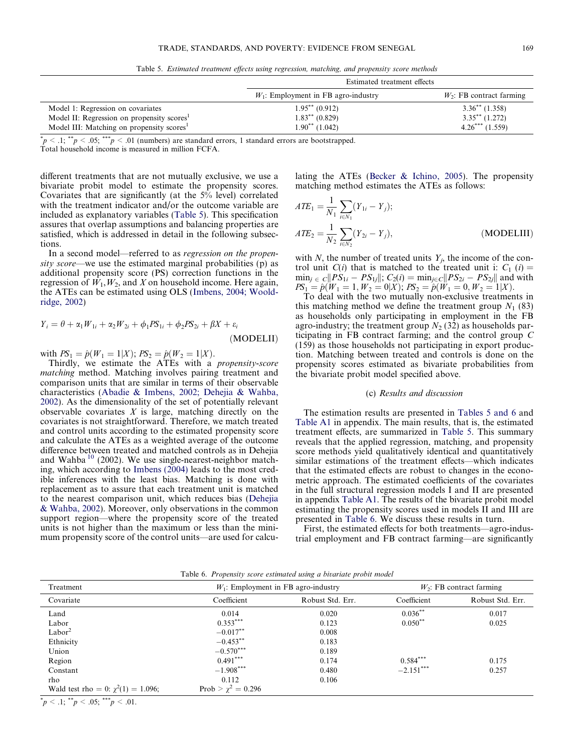Table 5. *Estimated treatment effects using regression, matching, and propensity score methods*

| | Estimated treatment effects | |
|---|---|---|
| | $W_1$: Employment in FB agro-industry | $W_2$: FB contract farming |
| Model 1: Regression on covariates | 1.95** (0.912) | 3.36** (1.358) |
| Model II: Regression on propensity scores[1] | 1.83** (0.829) | 3.35** (1.272) |
| Model III: Matching on propensity scores[1] | 1.90** (1.042) | 4.26*** (1.559) |

*p < .1; **p < .05; ***p < .01 (numbers) are standard errors, 1 standard errors are bootstrapped.
Total household income is measured in million FCFA.

different treatments that are not mutually exclusive, we use a bivariate probit model to estimate the propensity scores. Covariates that are significantly (at the 5% level) correlated with the treatment indicator and/or the outcome variable are included as explanatory variables (Table 5). This specification assures that overlap assumptions and balancing properties are satisfied, which is addressed in detail in the following subsections.

In a second model—referred to as *regression on the propensity score*—we use the estimated marginal probabilities (p) as additional propensity score (PS) correction functions in the regression of $W_1, W_2$, and $X$ on household income. Here again, the ATEs can be estimated using OLS (Imbens, 2004; Wooldridge, 2002)

$$Y_i = \theta + \alpha_1 W_{1i} + \alpha_2 W_{2i} + \phi_1 PS_{1i} + \phi_2 PS_{2i} + \beta X + \varepsilon_i \qquad \text{(MODELII)}$$

with $PS_1 = \hat{p}(W_1 = 1|X)$; $PS_2 = \hat{p}(W_2 = 1|X)$.

Thirdly, we estimate the ATEs with a *propensity-score matching* method. Matching involves pairing treatment and comparison units that are similar in terms of their observable characteristics (Abadie & Imbens, 2002; Dehejia & Wahba, 2002). As the dimensionality of the set of potentially relevant observable covariates $X$ is large, matching directly on the covariates is not straightforward. Therefore, we match treated and control units according to the estimated propensity score and calculate the ATEs as a weighted average of the outcome difference between treated and matched controls as in Dehejia and Wahba[10] (2002). We use single-nearest-neighbor matching, which according to Imbens (2004) leads to the most credible inferences with the least bias. Matching is done with replacement as to assure that each treatment unit is matched to the nearest comparison unit, which reduces bias (Dehejia & Wahba, 2002). Moreover, only observations in the common support region—where the propensity score of the treated units is not higher than the maximum or less than the minimum propensity score of the control units—are used for calculating the ATEs (Becker & Ichino, 2005). The propensity matching method estimates the ATEs as follows:

$$ATE_1 = \frac{1}{N_1} \sum_{i \in N_1} (Y_{1i} - Y_j);$$

$$ATE_2 = \frac{1}{N_2} \sum_{i \in N_2} (Y_{2i} - Y_j), \qquad \text{(MODELIII)}$$

with $N$, the number of treated units $Y_j$, the income of the control unit $C(i)$ that is matched to the treated unit i: $C_1(i) = \min_{j \in C} \|PS_{1i} - PS_{1j}\|$; $C_2(i) = \min_{j \in C} \|PS_{2i} - PS_{2j}\|$ and with $PS_1 = \hat{p}(W_1 = 1, W_2 = 0|X)$; $PS_2 = \hat{p}(W_1 = 0, W_2 = 1|X)$.

To deal with the two mutually non-exclusive treatments in this matching method we define the treatment group $N_1$ (83) as households only participating in employment in the FB agro-industry; the treatment group $N_2$ (32) as households participating in FB contract farming; and the control group $C$ (159) as those households not participating in export production. Matching between treated and controls is done on the propensity scores estimated as bivariate probabilities from the bivariate probit model specified above.

### (c) *Results and discussion*

The estimation results are presented in Tables 5 and 6 and Table A1 in appendix. The main results, that is, the estimated treatment effects, are summarized in Table 5. This summary reveals that the applied regression, matching, and propensity score methods yield qualitatively identical and quantitatively similar estimations of the treatment effects—which indicates that the estimated effects are robust to changes in the econometric approach. The estimated coefficients of the covariates in the full structural regression models I and II are presented in appendix Table A1. The results of the bivariate probit model estimating the propensity scores used in models II and III are presented in Table 6. We discuss these results in turn.

First, the estimated effects for both treatments—agro-industrial employment and FB contract farming—are significantly

Table 6. *Propensity score estimated using a bivariate probit model*

| Treatment | $W_1$: Employment in FB agro-industry | | $W_2$: FB contract farming | |
|---|---|---|---|---|
| Covariate | Coefficient | Robust Std. Err. | Coefficient | Robust Std. Err. |
| Land | 0.014 | 0.020 | 0.036** | 0.017 |
| Labor | 0.353*** | 0.123 | 0.050** | 0.025 |
| Labor$^2$ | −0.017** | 0.008 | | |
| Ethnicity | −0.453** | 0.183 | | |
| Union | −0.570*** | 0.189 | | |
| Region | 0.491*** | 0.174 | 0.584*** | 0.175 |
| Constant | −1.908*** | 0.480 | −2.151*** | 0.257 |
| rho | 0.112 | 0.106 | | |
| Wald test rho = 0: $\chi^2(1) = 1.096$; | Prob > $\chi^2$ = 0.296 | | | |

*p < .1; **p < .05; ***p < .01.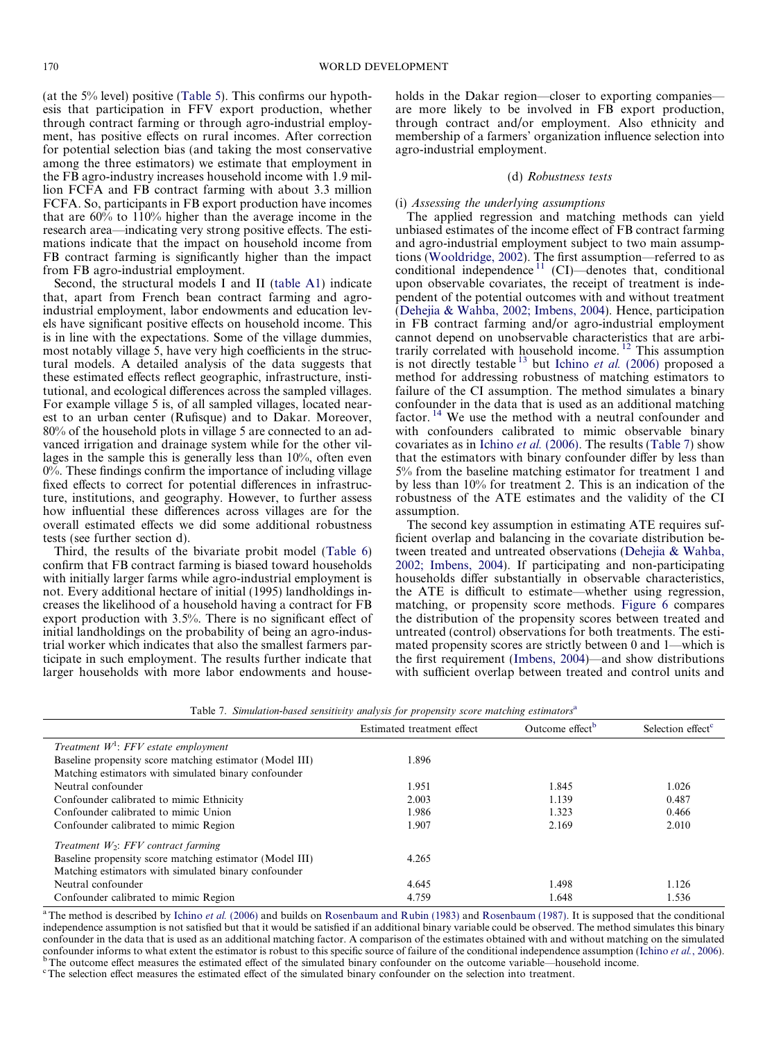(at the 5% level) positive (Table 5). This confirms our hypothesis that participation in FFV export production, whether through contract farming or through agro-industrial employment, has positive effects on rural incomes. After correction for potential selection bias (and taking the most conservative among the three estimators) we estimate that employment in the FB agro-industry increases household income with 1.9 million FCFA and FB contract farming with about 3.3 million FCFA. So, participants in FB export production have incomes that are 60% to 110% higher than the average income in the research area—indicating very strong positive effects. The estimations indicate that the impact on household income from FB contract farming is significantly higher than the impact from FB agro-industrial employment.

Second, the structural models I and II (table A1) indicate that, apart from French bean contract farming and agro-industrial employment, labor endowments and education levels have significant positive effects on household income. This is in line with the expectations. Some of the village dummies, most notably village 5, have very high coefficients in the structural models. A detailed analysis of the data suggests that these estimated effects reflect geographic, infrastructure, institutional, and ecological differences across the sampled villages. For example village 5 is, of all sampled villages, located nearest to an urban center (Rufisque) and to Dakar. Moreover, 80% of the household plots in village 5 are connected to an advanced irrigation and drainage system while for the other villages in the sample this is generally less than 10%, often even 0%. These findings confirm the importance of including village fixed effects to correct for potential differences in infrastructure, institutions, and geography. However, to further assess how influential these differences across villages are for the overall estimated effects we did some additional robustness tests (see further section d).

Third, the results of the bivariate probit model (Table 6) confirm that FB contract farming is biased toward households with initially larger farms while agro-industrial employment is not. Every additional hectare of initial (1995) landholdings increases the likelihood of a household having a contract for FB export production with 3.5%. There is no significant effect of initial landholdings on the probability of being an agro-industrial worker which indicates that also the smallest farmers participate in such employment. The results further indicate that larger households with more labor endowments and households in the Dakar region—closer to exporting companies—are more likely to be involved in FB export production, through contract and/or employment. Also ethnicity and membership of a farmers' organization influence selection into agro-industrial employment.

### (d) *Robustness tests*

#### (i) *Assessing the underlying assumptions*

The applied regression and matching methods can yield unbiased estimates of the income effect of FB contract farming and agro-industrial employment subject to two main assumptions (Wooldridge, 2002). The first assumption—referred to as conditional independence [11] (CI)—denotes that, conditional upon observable covariates, the receipt of treatment is independent of the potential outcomes with and without treatment (Dehejia & Wahba, 2002; Imbens, 2004). Hence, participation in FB contract farming and/or agro-industrial employment cannot depend on unobservable characteristics that are arbitrarily correlated with household income. [12] This assumption is not directly testable [13] but Ichino *et al.* (2006) proposed a method for addressing robustness of matching estimators to failure of the CI assumption. The method simulates a binary confounder in the data that is used as an additional matching factor. [14] We use the method with a neutral confounder and with confounders calibrated to mimic observable binary covariates as in Ichino *et al.* (2006). The results (Table 7) show that the estimators with binary confounder differ by less than 5% from the baseline matching estimator for treatment 1 and by less than 10% for treatment 2. This is an indication of the robustness of the ATE estimates and the validity of the CI assumption.

The second key assumption in estimating ATE requires sufficient overlap and balancing in the covariate distribution between treated and untreated observations (Dehejia & Wahba, 2002; Imbens, 2004). If participating and non-participating households differ substantially in observable characteristics, the ATE is difficult to estimate—whether using regression, matching, or propensity score methods. Figure 6 compares the distribution of the propensity scores between treated and untreated (control) observations for both treatments. The estimated propensity scores are strictly between 0 and 1—which is the first requirement (Imbens, 2004)—and show distributions with sufficient overlap between treated and control units and

Table 7. *Simulation-based sensitivity analysis for propensity score matching estimators*[a]

| | Estimated treatment effect | Outcome effect[b] | Selection effect[c] |
|---|---|---|---|
| *Treatment $W^1$: FFV estate employment* | | | |
| Baseline propensity score matching estimator (Model III) | 1.896 | | |
| Matching estimators with simulated binary confounder | | | |
| Neutral confounder | 1.951 | 1.845 | 1.026 |
| Confounder calibrated to mimic Ethnicity | 2.003 | 1.139 | 0.487 |
| Confounder calibrated to mimic Union | 1.986 | 1.323 | 0.466 |
| Confounder calibrated to mimic Region | 1.907 | 2.169 | 2.010 |
| *Treatment $W_2$: FFV contract farming* | | | |
| Baseline propensity score matching estimator (Model III) | 4.265 | | |
| Matching estimators with simulated binary confounder | | | |
| Neutral confounder | 4.645 | 1.498 | 1.126 |
| Confounder calibrated to mimic Region | 4.759 | 1.648 | 1.536 |

[a] The method is described by Ichino *et al.* (2006) and builds on Rosenbaum and Rubin (1983) and Rosenbaum (1987). It is supposed that the conditional independence assumption is not satisfied but that it would be satisfied if an additional binary variable could be observed. The method simulates this binary confounder in the data that is used as an additional matching factor. A comparison of the estimates obtained with and without matching on the simulated confounder informs to what extent the estimator is robust to this specific source of failure of the conditional independence assumption (Ichino *et al.*, 2006).
[b] The outcome effect measures the estimated effect of the simulated binary confounder on the outcome variable—household income.
[c] The selection effect measures the estimated effect of the simulated binary confounder on the selection into treatment.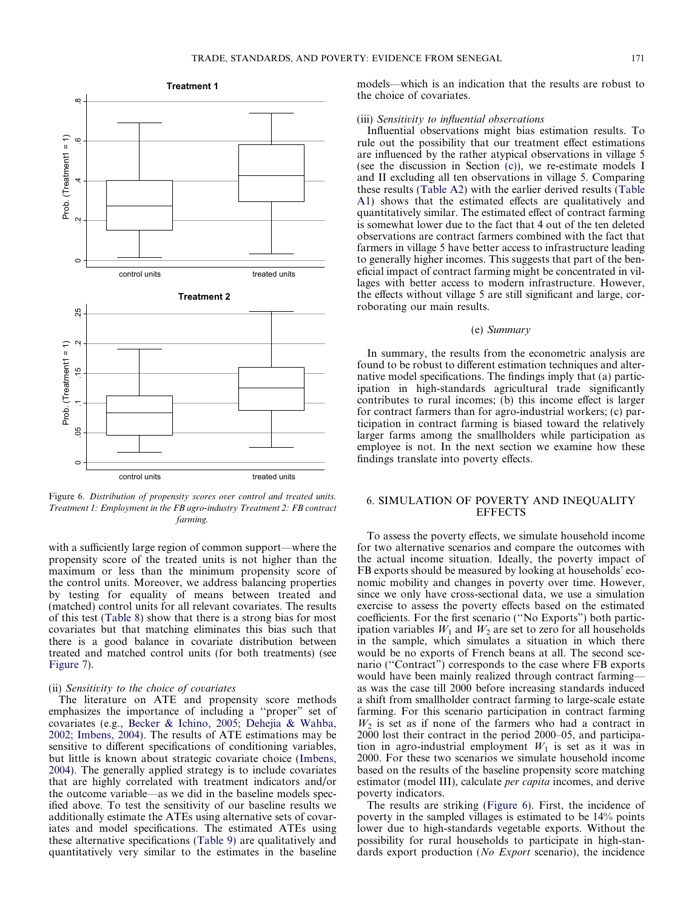Figure 6. *Distribution of propensity scores over control and treated units. Treatment 1: Employment in the FB agro-industry Treatment 2: FB contract farming.*

with a sufficiently large region of common support—where the propensity score of the treated units is not higher than the maximum or less than the minimum propensity score of the control units. Moreover, we address balancing properties by testing for equality of means between treated and (matched) control units for all relevant covariates. The results of this test (Table 8) show that there is a strong bias for most covariates but that matching eliminates this bias such that there is a good balance in covariate distribution between treated and matched control units (for both treatments) (see Figure 7).

(ii) *Sensitivity to the choice of covariates*

The literature on ATE and propensity score methods emphasizes the importance of including a "proper" set of covariates (e.g., Becker & Ichino, 2005; Dehejia & Wahba, 2002; Imbens, 2004). The results of ATE estimations may be sensitive to different specifications of conditioning variables, but little is known about strategic covariate choice (Imbens, 2004). The generally applied strategy is to include covariates that are highly correlated with treatment indicators and/or the outcome variable—as we did in the baseline models specified above. To test the sensitivity of our baseline results we additionally estimate the ATEs using alternative sets of covariates and model specifications. The estimated ATEs using these alternative specifications (Table 9) are qualitatively and quantitatively very similar to the estimates in the baseline models—which is an indication that the results are robust to the choice of covariates.

(iii) *Sensitivity to influential observations*

Influential observations might bias estimation results. To rule out the possibility that our treatment effect estimations are influenced by the rather atypical observations in village 5 (see the discussion in Section (c)), we re-estimate models I and II excluding all ten observations in village 5. Comparing these results (Table A2) with the earlier derived results (Table A1) shows that the estimated effects are qualitatively and quantitatively similar. The estimated effect of contract farming is somewhat lower due to the fact that 4 out of the ten deleted observations are contract farmers combined with the fact that farmers in village 5 have better access to infrastructure leading to generally higher incomes. This suggests that part of the beneficial impact of contract farming might be concentrated in villages with better access to modern infrastructure. However, the effects without village 5 are still significant and large, corroborating our main results.

### (e) *Summary*

In summary, the results from the econometric analysis are found to be robust to different estimation techniques and alternative model specifications. The findings imply that (a) participation in high-standards agricultural trade significantly contributes to rural incomes; (b) this income effect is larger for contract farmers than for agro-industrial workers; (c) participation in contract farming is biased toward the relatively larger farms among the smallholders while participation as employee is not. In the next section we examine how these findings translate into poverty effects.

## 6. SIMULATION OF POVERTY AND INEQUALITY EFFECTS

To assess the poverty effects, we simulate household income for two alternative scenarios and compare the outcomes with the actual income situation. Ideally, the poverty impact of FB exports should be measured by looking at households' economic mobility and changes in poverty over time. However, since we only have cross-sectional data, we use a simulation exercise to assess the poverty effects based on the estimated coefficients. For the first scenario ("No Exports") both participation variables $W_1$ and $W_2$ are set to zero for all households in the sample, which simulates a situation in which there would be no exports of French beans at all. The second scenario ("Contract") corresponds to the case where FB exports would have been mainly realized through contract farming—as was the case till 2000 before increasing standards induced a shift from smallholder contract farming to large-scale estate farming. For this scenario participation in contract farming $W_2$ is set as if none of the farmers who had a contract in 2000 lost their contract in the period 2000–05, and participation in agro-industrial employment $W_1$ is set as it was in 2000. For these two scenarios we simulate household income based on the results of the baseline propensity score matching estimator (model III), calculate *per capita* incomes, and derive poverty indicators.

The results are striking (Figure 6). First, the incidence of poverty in the sampled villages is estimated to be 14% points lower due to high-standards vegetable exports. Without the possibility for rural households to participate in high-standards export production (*No Export* scenario), the incidence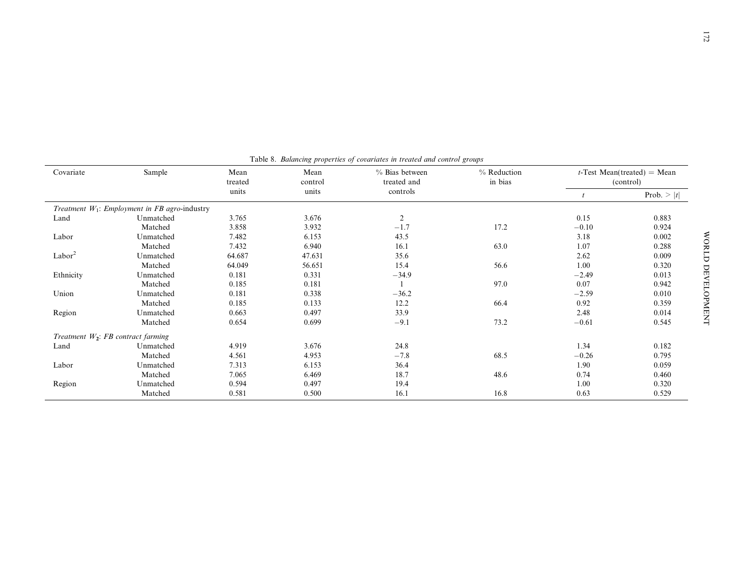Table 8. *Balancing properties of covariates in treated and control groups*

| Covariate | Sample | Mean treated units | Mean control units | % Bias between treated and controls | % Reduction in bias | *t*-Test Mean(treated) = Mean (control) | |
|---|---|---|---|---|---|---|---|
| | | | | | | *t* | Prob. > \|*t*\| |
| *Treatment $W_1$: Employment in FB agro-industry* | | | | | | | |
| Land | Unmatched | 3.765 | 3.676 | 2 | | 0.15 | 0.883 |
| | Matched | 3.858 | 3.932 | −1.7 | 17.2 | −0.10 | 0.924 |
| Labor | Unmatched | 7.482 | 6.153 | 43.5 | | 3.18 | 0.002 |
| | Matched | 7.432 | 6.940 | 16.1 | 63.0 | 1.07 | 0.288 |
| $\text{Labor}^2$ | Unmatched | 64.687 | 47.631 | 35.6 | | 2.62 | 0.009 |
| | Matched | 64.049 | 56.651 | 15.4 | 56.6 | 1.00 | 0.320 |
| Ethnicity | Unmatched | 0.181 | 0.331 | −34.9 | | −2.49 | 0.013 |
| | Matched | 0.185 | 0.181 | 1 | 97.0 | 0.07 | 0.942 |
| Union | Unmatched | 0.181 | 0.338 | −36.2 | | −2.59 | 0.010 |
| | Matched | 0.185 | 0.133 | 12.2 | 66.4 | 0.92 | 0.359 |
| Region | Unmatched | 0.663 | 0.497 | 33.9 | | 2.48 | 0.014 |
| | Matched | 0.654 | 0.699 | −9.1 | 73.2 | −0.61 | 0.545 |
| *Treatment $W_2$: FB contract farming* | | | | | | | |
| Land | Unmatched | 4.919 | 3.676 | 24.8 | | 1.34 | 0.182 |
| | Matched | 4.561 | 4.953 | −7.8 | 68.5 | −0.26 | 0.795 |
| Labor | Unmatched | 7.313 | 6.153 | 36.4 | | 1.90 | 0.059 |
| | Matched | 7.065 | 6.469 | 18.7 | 48.6 | 0.74 | 0.460 |
| Region | Unmatched | 0.594 | 0.497 | 19.4 | | 1.00 | 0.320 |
| | Matched | 0.581 | 0.500 | 16.1 | 16.8 | 0.63 | 0.529 |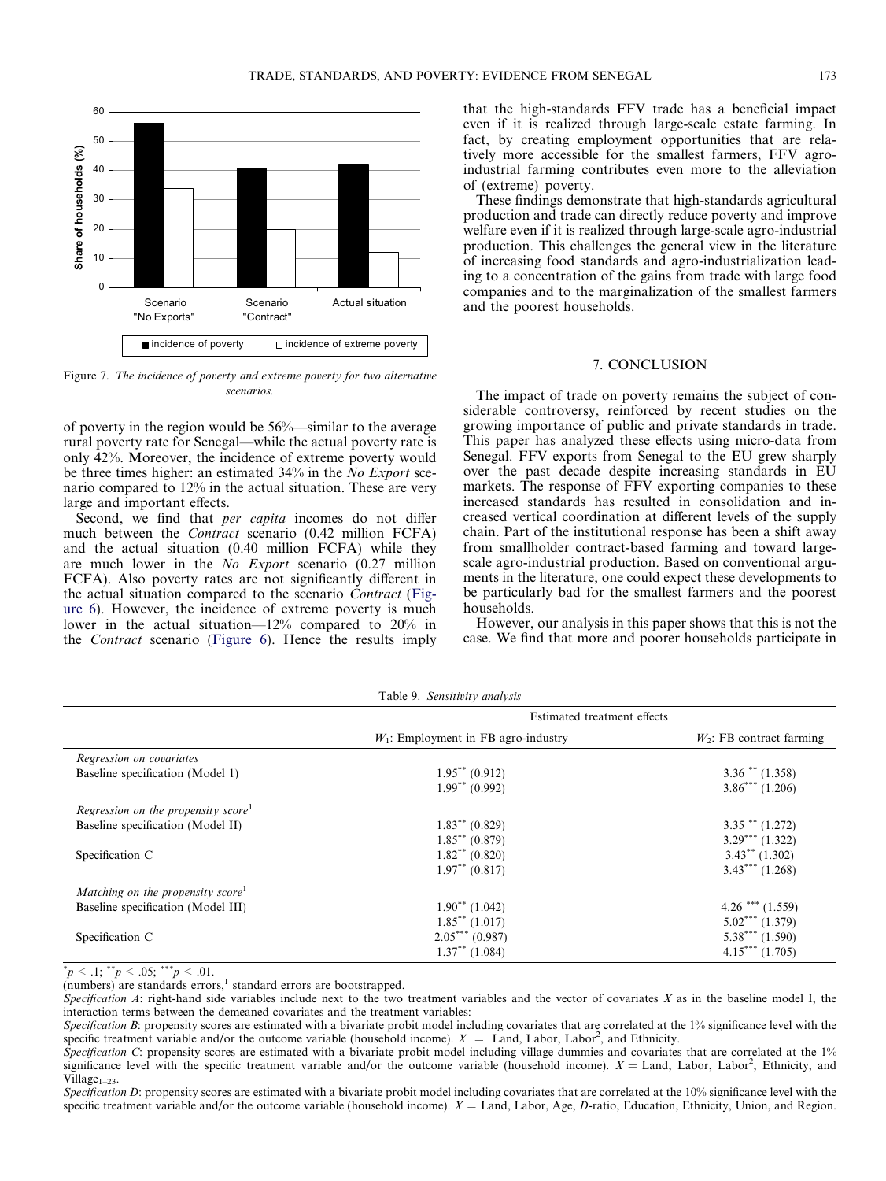Figure 7. *The incidence of poverty and extreme poverty for two alternative scenarios.*

of poverty in the region would be 56%—similar to the average rural poverty rate for Senegal—while the actual poverty rate is only 42%. Moreover, the incidence of extreme poverty would be three times higher: an estimated 34% in the *No Export* scenario compared to 12% in the actual situation. These are very large and important effects.

Second, we find that *per capita* incomes do not differ much between the *Contract* scenario (0.42 million FCFA) and the actual situation (0.40 million FCFA) while they are much lower in the *No Export* scenario (0.27 million FCFA). Also poverty rates are not significantly different in the actual situation compared to the scenario *Contract* (Figure 6). However, the incidence of extreme poverty is much lower in the actual situation—12% compared to 20% in the *Contract* scenario (Figure 6). Hence the results imply that the high-standards FFV trade has a beneficial impact even if it is realized through large-scale estate farming. In fact, by creating employment opportunities that are relatively more accessible for the smallest farmers, FFV agro-industrial farming contributes even more to the alleviation of (extreme) poverty.

These findings demonstrate that high-standards agricultural production and trade can directly reduce poverty and improve welfare even if it is realized through large-scale agro-industrial production. This challenges the general view in the literature of increasing food standards and agro-industrialization leading to a concentration of the gains from trade with large food companies and to the marginalization of the smallest farmers and the poorest households.

## 7. CONCLUSION

The impact of trade on poverty remains the subject of considerable controversy, reinforced by recent studies on the growing importance of public and private standards in trade. This paper has analyzed these effects using micro-data from Senegal. FFV exports from Senegal to the EU grew sharply over the past decade despite increasing standards in EU markets. The response of FFV exporting companies to these increased standards has resulted in consolidation and increased vertical coordination at different levels of the supply chain. Part of the institutional response has been a shift away from smallholder contract-based farming and toward large-scale agro-industrial production. Based on conventional arguments in the literature, one could expect these developments to be particularly bad for the smallest farmers and the poorest households.

However, our analysis in this paper shows that this is not the case. We find that more and poorer households participate in

Table 9. *Sensitivity analysis*

| | Estimated treatment effects | |
|---|---|---|
| | $W_1$: Employment in FB agro-industry | $W_2$: FB contract farming |
| *Regression on covariates* | | |
| Baseline specification (Model 1) | 1.95** (0.912) | 3.36 ** (1.358) |
| | 1.99** (0.992) | 3.86*** (1.206) |
| *Regression on the propensity score*[1] | | |
| Baseline specification (Model II) | 1.83** (0.829) | 3.35 ** (1.272) |
| | 1.85** (0.879) | 3.29*** (1.322) |
| Specification C | 1.82** (0.820) | 3.43** (1.302) |
| | 1.97** (0.817) | 3.43*** (1.268) |
| *Matching on the propensity score*[1] | | |
| Baseline specification (Model III) | 1.90** (1.042) | 4.26 *** (1.559) |
| | 1.85** (1.017) | 5.02*** (1.379) |
| Specification C | 2.05*** (0.987) | 5.38*** (1.590) |
| | 1.37** (1.084) | 4.15*** (1.705) |

$^{*}p < .1$; $^{**}p < .05$; $^{***}p < .01$.

(numbers) are standards errors,[1] standard errors are bootstrapped.

*Specification A*: right-hand side variables include next to the two treatment variables and the vector of covariates $X$ as in the baseline model I, the interaction terms between the demeaned covariates and the treatment variables:

*Specification B*: propensity scores are estimated with a bivariate probit model including covariates that are correlated at the 1% significance level with the specific treatment variable and/or the outcome variable (household income). $X$ = Land, Labor, Labor$^2$, and Ethnicity.

*Specification C*: propensity scores are estimated with a bivariate probit model including village dummies and covariates that are correlated at the 1% significance level with the specific treatment variable and/or the outcome variable (household income). $X$ = Land, Labor, Labor$^2$, Ethnicity, and Village$_{1-23}$.

*Specification D*: propensity scores are estimated with a bivariate probit model including covariates that are correlated at the 10% significance level with the specific treatment variable and/or the outcome variable (household income). $X$ = Land, Labor, Age, *D*-ratio, Education, Ethnicity, Union, and Region.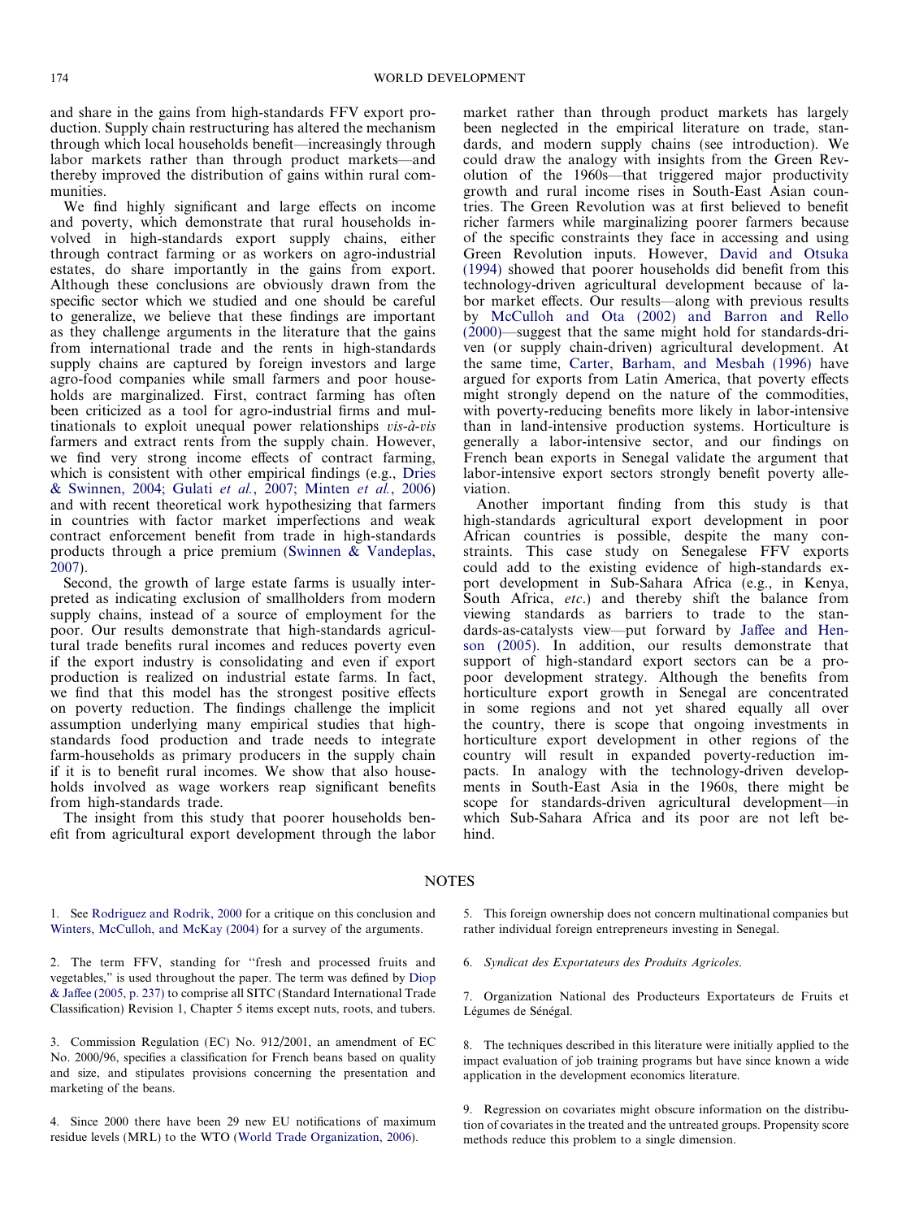and share in the gains from high-standards FFV export production. Supply chain restructuring has altered the mechanism through which local households benefit—increasingly through labor markets rather than through product markets—and thereby improved the distribution of gains within rural communities.

We find highly significant and large effects on income and poverty, which demonstrate that rural households involved in high-standards export supply chains, either through contract farming or as workers on agro-industrial estates, do share importantly in the gains from export. Although these conclusions are obviously drawn from the specific sector which we studied and one should be careful to generalize, we believe that these findings are important as they challenge arguments in the literature that the gains from international trade and the rents in high-standards supply chains are captured by foreign investors and large agro-food companies while small farmers and poor households are marginalized. First, contract farming has often been criticized as a tool for agro-industrial firms and multinationals to exploit unequal power relationships *vis-à-vis* farmers and extract rents from the supply chain. However, we find very strong income effects of contract farming, which is consistent with other empirical findings (e.g., Dries & Swinnen, 2004; Gulati *et al.*, 2007; Minten *et al.*, 2006) and with recent theoretical work hypothesizing that farmers in countries with factor market imperfections and weak contract enforcement benefit from trade in high-standards products through a price premium (Swinnen & Vandeplas, 2007).

Second, the growth of large estate farms is usually interpreted as indicating exclusion of smallholders from modern supply chains, instead of a source of employment for the poor. Our results demonstrate that high-standards agricultural trade benefits rural incomes and reduces poverty even if the export industry is consolidating and even if export production is realized on industrial estate farms. In fact, we find that this model has the strongest positive effects on poverty reduction. The findings challenge the implicit assumption underlying many empirical studies that high-standards food production and trade needs to integrate farm-households as primary producers in the supply chain if it is to benefit rural incomes. We show that also households involved as wage workers reap significant benefits from high-standards trade.

The insight from this study that poorer households benefit from agricultural export development through the labor market rather than through product markets has largely been neglected in the empirical literature on trade, standards, and modern supply chains (see introduction). We could draw the analogy with insights from the Green Revolution of the 1960s—that triggered major productivity growth and rural income rises in South-East Asian countries. The Green Revolution was at first believed to benefit richer farmers while marginalizing poorer farmers because of the specific constraints they face in accessing and using Green Revolution inputs. However, David and Otsuka (1994) showed that poorer households did benefit from this technology-driven agricultural development because of labor market effects. Our results—along with previous results by McCulloh and Ota (2002) and Barron and Rello (2000)—suggest that the same might hold for standards-driven (or supply chain-driven) agricultural development. At the same time, Carter, Barham, and Mesbah (1996) have argued for exports from Latin America, that poverty effects might strongly depend on the nature of the commodities, with poverty-reducing benefits more likely in labor-intensive than in land-intensive production systems. Horticulture is generally a labor-intensive sector, and our findings on French bean exports in Senegal validate the argument that labor-intensive export sectors strongly benefit poverty alleviation.

Another important finding from this study is that high-standards agricultural export development in poor African countries is possible, despite the many constraints. This case study on Senegalese FFV exports could add to the existing evidence of high-standards export development in Sub-Sahara Africa (e.g., in Kenya, South Africa, *etc.*) and thereby shift the balance from viewing standards as barriers to trade to the standards-as-catalysts view—put forward by Jaffee and Henson (2005). In addition, our results demonstrate that support of high-standard export sectors can be a pro-poor development strategy. Although the benefits from horticulture export growth in Senegal are concentrated in some regions and not yet shared equally all over the country, there is scope that ongoing investments in horticulture export development in other regions of the country will result in expanded poverty-reduction impacts. In analogy with the technology-driven developments in South-East Asia in the 1960s, there might be scope for standards-driven agricultural development—in which Sub-Sahara Africa and its poor are not left behind.

## NOTES

1. See Rodriguez and Rodrik, 2000 for a critique on this conclusion and Winters, McCulloh, and McKay (2004) for a survey of the arguments.

2. The term FFV, standing for "fresh and processed fruits and vegetables," is used throughout the paper. The term was defined by Diop & Jaffee (2005, p. 237) to comprise all SITC (Standard International Trade Classification) Revision 1, Chapter 5 items except nuts, roots, and tubers.

3. Commission Regulation (EC) No. 912/2001, an amendment of EC No. 2000/96, specifies a classification for French beans based on quality and size, and stipulates provisions concerning the presentation and marketing of the beans.

4. Since 2000 there have been 29 new EU notifications of maximum residue levels (MRL) to the WTO (World Trade Organization, 2006).

5. This foreign ownership does not concern multinational companies but rather individual foreign entrepreneurs investing in Senegal.

6. *Syndicat des Exportateurs des Produits Agricoles*.

7. Organization National des Producteurs Exportateurs de Fruits et Légumes de Sénégal.

8. The techniques described in this literature were initially applied to the impact evaluation of job training programs but have since known a wide application in the development economics literature.

9. Regression on covariates might obscure information on the distribution of covariates in the treated and the untreated groups. Propensity score methods reduce this problem to a single dimension.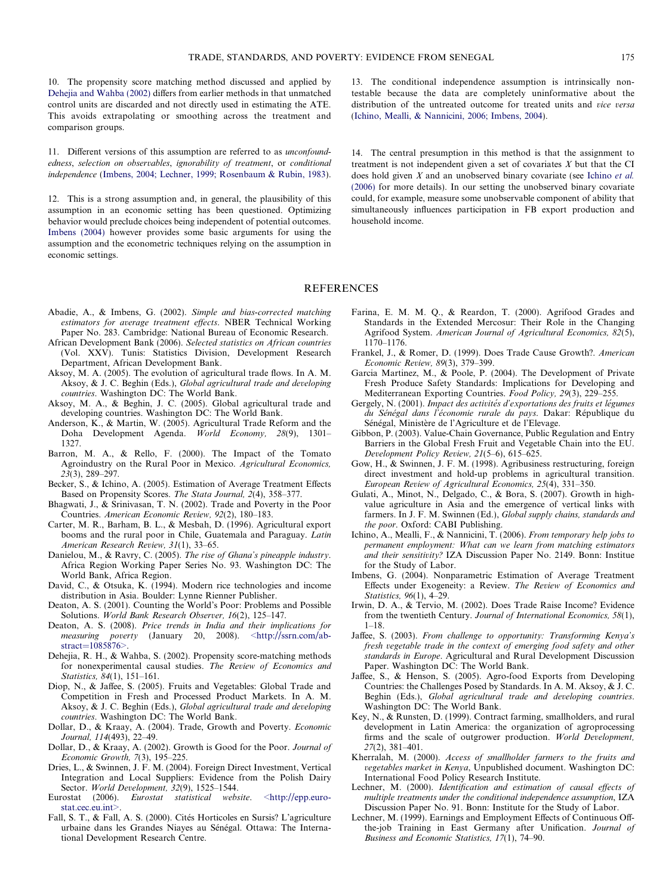10. The propensity score matching method discussed and applied by Dehejia and Wahba (2002) differs from earlier methods in that unmatched control units are discarded and not directly used in estimating the ATE. This avoids extrapolating or smoothing across the treatment and comparison groups.

11. Different versions of this assumption are referred to as *unconfoundedness*, *selection on observables*, *ignorability of treatment*, or *conditional independence* (Imbens, 2004; Lechner, 1999; Rosenbaum & Rubin, 1983).

12. This is a strong assumption and, in general, the plausibility of this assumption in an economic setting has been questioned. Optimizing behavior would preclude choices being independent of potential outcomes. Imbens (2004) however provides some basic arguments for using the assumption and the econometric techniques relying on the assumption in economic settings.

13. The conditional independence assumption is intrinsically non-testable because the data are completely uninformative about the distribution of the untreated outcome for treated units and *vice versa* (Ichino, Mealli, & Nannicini, 2006; Imbens, 2004).

14. The central presumption in this method is that the assignment to treatment is not independent given a set of covariates $X$ but that the CI does hold given $X$ and an unobserved binary covariate (see Ichino *et al.* (2006) for more details). In our setting the unobserved binary covariate could, for example, measure some unobservable component of ability that simultaneously influences participation in FB export production and household income.

## REFERENCES

Abadie, A., & Imbens, G. (2002). *Simple and bias-corrected matching estimators for average treatment effects*. NBER Technical Working Paper No. 283. Cambridge: National Bureau of Economic Research.

African Development Bank (2006). *Selected statistics on African countries* (Vol. XXV). Tunis: Statistics Division, Development Research Department, African Development Bank.

Aksoy, M. A. (2005). The evolution of agricultural trade flows. In A. M. Aksoy, & J. C. Beghin (Eds.), *Global agricultural trade and developing countries*. Washington DC: The World Bank.

Aksoy, M. A., & Beghin, J. C. (2005). Global agricultural trade and developing countries. Washington DC: The World Bank.

Anderson, K., & Martin, W. (2005). Agricultural Trade Reform and the Doha Development Agenda. *World Economy, 28*(9), 1301–1327.

Barron, M. A., & Rello, F. (2000). The Impact of the Tomato Agroindustry on the Rural Poor in Mexico. *Agricultural Economics, 23*(3), 289–297.

Becker, S., & Ichino, A. (2005). Estimation of Average Treatment Effects Based on Propensity Scores. *The Stata Journal, 2*(4), 358–377.

Bhagwati, J., & Srinivasan, T. N. (2002). Trade and Poverty in the Poor Countries. *American Economic Review, 92*(2), 180–183.

Carter, M. R., Barham, B. L., & Mesbah, D. (1996). Agricultural export booms and the rural poor in Chile, Guatemala and Paraguay. *Latin American Research Review, 31*(1), 33–65.

Danielou, M., & Ravry, C. (2005). *The rise of Ghana's pineapple industry*. Africa Region Working Paper Series No. 93. Washington DC: The World Bank, Africa Region.

David, C., & Otsuka, K. (1994). Modern rice technologies and income distribution in Asia. Boulder: Lynne Rienner Publisher.

Deaton, A. S. (2001). Counting the World's Poor: Problems and Possible Solutions. *World Bank Research Observer, 16*(2), 125–147.

Deaton, A. S. (2008). *Price trends in India and their implications for measuring poverty* (January 20, 2008). <http://ssrn.com/abstract=1085876>.

Dehejia, R. H., & Wahba, S. (2002). Propensity score-matching methods for nonexperimental causal studies. *The Review of Economics and Statistics, 84*(1), 151–161.

Diop, N., & Jaffee, S. (2005). Fruits and Vegetables: Global Trade and Competition in Fresh and Processed Product Markets. In A. M. Aksoy, & J. C. Beghin (Eds.), *Global agricultural trade and developing countries*. Washington DC: The World Bank.

Dollar, D., & Kraay, A. (2004). Trade, Growth and Poverty. *Economic Journal, 114*(493), 22–49.

Dollar, D., & Kraay, A. (2002). Growth is Good for the Poor. *Journal of Economic Growth, 7*(3), 195–225.

Dries, L., & Swinnen, J. F. M. (2004). Foreign Direct Investment, Vertical Integration and Local Suppliers: Evidence from the Polish Dairy Sector. *World Development, 32*(9), 1525–1544.

Eurostat (2006). *Eurostat statistical website*. <http://epp.eurostat.cec.eu.int>.

Fall, S. T., & Fall, A. S. (2000). Cités Horticoles en Sursis? L'agriculture urbaine dans les Grandes Niayes au Sénégal. Ottawa: The International Development Research Centre.

Farina, E. M. M. Q., & Reardon, T. (2000). Agrifood Grades and Standards in the Extended Mercosur: Their Role in the Changing Agrifood System. *American Journal of Agricultural Economics, 82*(5), 1170–1176.

Frankel, J., & Romer, D. (1999). Does Trade Cause Growth?. *American Economic Review, 89*(3), 379–399.

Garcia Martinez, M., & Poole, P. (2004). The Development of Private Fresh Produce Safety Standards: Implications for Developing and Mediterranean Exporting Countries. *Food Policy, 29*(3), 229–255.

Gergely, N. (2001). *Impact des activités d'exportations des fruits et légumes du Sénégal dans l'économie rurale du pays*. Dakar: République du Sénégal, Ministère de l'Agriculture et de l'Elevage.

Gibbon, P. (2003). Value-Chain Governance, Public Regulation and Entry Barriers in the Global Fresh Fruit and Vegetable Chain into the EU. *Development Policy Review, 21*(5–6), 615–625.

Gow, H., & Swinnen, J. F. M. (1998). Agribusiness restructuring, foreign direct investment and hold-up problems in agricultural transition. *European Review of Agricultural Economics, 25*(4), 331–350.

Gulati, A., Minot, N., Delgado, C., & Bora, S. (2007). Growth in high-value agriculture in Asia and the emergence of vertical links with farmers. In J. F. M. Swinnen (Ed.), *Global supply chains, standards and the poor*. Oxford: CABI Publishing.

Ichino, A., Mealli, F., & Nannicini, T. (2006). *From temporary help jobs to permanent employment: What can we learn from matching estimators and their sensitivity?* IZA Discussion Paper No. 2149. Bonn: Institue for the Study of Labor.

Imbens, G. (2004). Nonparametric Estimation of Average Treatment Effects under Exogeneity: a Review. *The Review of Economics and Statistics, 96*(1), 4–29.

Irwin, D. A., & Tervio, M. (2002). Does Trade Raise Income? Evidence from the twentieth Century. *Journal of International Economics, 58*(1), 1–18.

Jaffee, S. (2003). *From challenge to opportunity: Transforming Kenya's fresh vegetable trade in the context of emerging food safety and other standards in Europe*. Agricultural and Rural Development Discussion Paper. Washington DC: The World Bank.

Jaffee, S., & Henson, S. (2005). Agro-food Exports from Developing Countries: the Challenges Posed by Standards. In A. M. Aksoy, & J. C. Beghin (Eds.), *Global agricultural trade and developing countries*. Washington DC: The World Bank.

Key, N., & Runsten, D. (1999). Contract farming, smallholders, and rural development in Latin America: the organization of agroprocessing firms and the scale of outgrower production. *World Development, 27*(2), 381–401.

Kherralah, M. (2000). *Access of smallholder farmers to the fruits and vegetables market in Kenya*, Unpublished document. Washington DC: International Food Policy Research Institute.

Lechner, M. (2000). *Identification and estimation of causal effects of multiple treatments under the conditional independence assumption*, IZA Discussion Paper No. 91. Bonn: Institute for the Study of Labor.

Lechner, M. (1999). Earnings and Employment Effects of Continuous Off-the-job Training in East Germany after Unification. *Journal of Business and Economic Statistics, 17*(1), 74–90.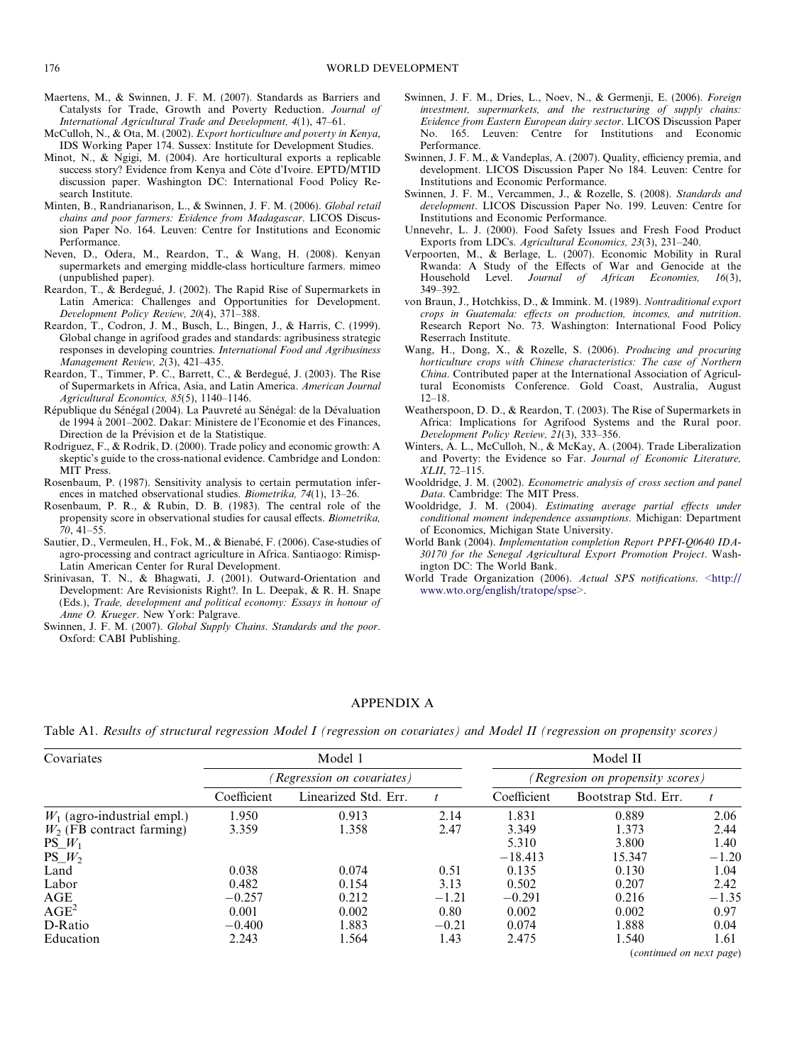Maertens, M., & Swinnen, J. F. M. (2007). Standards as Barriers and Catalysts for Trade, Growth and Poverty Reduction. *Journal of International Agricultural Trade and Development, 4*(1), 47–61.

McCulloh, N., & Ota, M. (2002). *Export horticulture and poverty in Kenya*, IDS Working Paper 174. Sussex: Institute for Development Studies.

Minot, N., & Ngigi, M. (2004). Are horticultural exports a replicable success story? Evidence from Kenya and Côte d'Ivoire. EPTD/MTID discussion paper. Washington DC: International Food Policy Research Institute.

Minten, B., Randrianarison, L., & Swinnen, J. F. M. (2006). *Global retail chains and poor farmers: Evidence from Madagascar*. LICOS Discussion Paper No. 164. Leuven: Centre for Institutions and Economic Performance.

Neven, D., Odera, M., Reardon, T., & Wang, H. (2008). Kenyan supermarkets and emerging middle-class horticulture farmers. mimeo (unpublished paper).

Reardon, T., & Berdegué, J. (2002). The Rapid Rise of Supermarkets in Latin America: Challenges and Opportunities for Development. *Development Policy Review, 20*(4), 371–388.

Reardon, T., Codron, J. M., Busch, L., Bingen, J., & Harris, C. (1999). Global change in agrifood grades and standards: agribusiness strategic responses in developing countries. *International Food and Agribusiness Management Review, 2*(3), 421–435.

Reardon, T., Timmer, P. C., Barrett, C., & Berdegué, J. (2003). The Rise of Supermarkets in Africa, Asia, and Latin America. *American Journal Agricultural Economics, 85*(5), 1140–1146.

République du Sénégal (2004). La Pauvreté au Sénégal: de la Dévaluation de 1994 à 2001–2002. Dakar: Ministere de l'Economie et des Finances, Direction de la Prévision et de la Statistique.

Rodriguez, F., & Rodrik, D. (2000). Trade policy and economic growth: A skeptic's guide to the cross-national evidence. Cambridge and London: MIT Press.

Rosenbaum, P. (1987). Sensitivity analysis to certain permutation inferences in matched observational studies. *Biometrika, 74*(1), 13–26.

Rosenbaum, P. R., & Rubin, D. B. (1983). The central role of the propensity score in observational studies for causal effects. *Biometrika, 70*, 41–55.

Sautier, D., Vermeulen, H., Fok, M., & Bienabé, F. (2006). Case-studies of agro-processing and contract agriculture in Africa. Santiaogo: Rimisp-Latin American Center for Rural Development.

Srinivasan, T. N., & Bhagwati, J. (2001). Outward-Orientation and Development: Are Revisionists Right?. In L. Deepak, & R. H. Snape (Eds.), *Trade, development and political economy: Essays in honour of Anne O. Krueger*. New York: Palgrave.

Swinnen, J. F. M. (2007). *Global Supply Chains. Standards and the poor*. Oxford: CABI Publishing.

Swinnen, J. F. M., Dries, L., Noev, N., & Germenji, E. (2006). *Foreign investment, supermarkets, and the restructuring of supply chains: Evidence from Eastern European dairy sector*. LICOS Discussion Paper No. 165. Leuven: Centre for Institutions and Economic Performance.

Swinnen, J. F. M., & Vandeplas, A. (2007). Quality, efficiency premia, and development. LICOS Discussion Paper No 184. Leuven: Centre for Institutions and Economic Performance.

Swinnen, J. F. M., Vercammen, J., & Rozelle, S. (2008). *Standards and development*. LICOS Discussion Paper No. 199. Leuven: Centre for Institutions and Economic Performance.

Unnevehr, L. J. (2000). Food Safety Issues and Fresh Food Product Exports from LDCs. *Agricultural Economics, 23*(3), 231–240.

Verpoorten, M., & Berlage, L. (2007). Economic Mobility in Rural Rwanda: A Study of the Effects of War and Genocide at the Household Level. *Journal of African Economies, 16*(3), 349–392.

von Braun, J., Hotchkiss, D., & Immink. M. (1989). *Nontraditional export crops in Guatemala: effects on production, incomes, and nutrition*. Research Report No. 73. Washington: International Food Policy Reserrach Institute.

Wang, H., Dong, X., & Rozelle, S. (2006). *Producing and procuring horticulture crops with Chinese characteristics: The case of Northern China*. Contributed paper at the International Association of Agricultural Economists Conference. Gold Coast, Australia, August 12–18.

Weatherspoon, D. D., & Reardon, T. (2003). The Rise of Supermarkets in Africa: Implications for Agrifood Systems and the Rural poor. *Development Policy Review, 21*(3), 333–356.

Winters, A. L., McCulloh, N., & McKay, A. (2004). Trade Liberalization and Poverty: the Evidence so Far. *Journal of Economic Literature, XLII*, 72–115.

Wooldridge, J. M. (2002). *Econometric analysis of cross section and panel Data*. Cambridge: The MIT Press.

Wooldridge, J. M. (2004). *Estimating average partial effects under conditional moment independence assumptions*. Michigan: Department of Economics, Michigan State University.

World Bank (2004). *Implementation completion Report PPFI-Q0640 IDA-30170 for the Senegal Agricultural Export Promotion Project*. Washington DC: The World Bank.

World Trade Organization (2006). *Actual SPS notifications*. <http://www.wto.org/english/tratope/spse>.

## APPENDIX A

Table A1. *Results of structural regression Model I (regression on covariates) and Model II (regression on propensity scores)*

| Covariates | Model 1 | | | Model II | | |
|---|---|---|---|---|---|---|
| | *(Regression on covariates)* | | | *(Regresion on propensity scores)* | | |
| | Coefficient | Linearized Std. Err. | $t$ | Coefficient | Bootstrap Std. Err. | $t$ |
| $W_1$ (agro-industrial empl.) | 1.950 | 0.913 | 2.14 | 1.831 | 0.889 | 2.06 |
| $W_2$ (FB contract farming) | 3.359 | 1.358 | 2.47 | 3.349 | 1.373 | 2.44 |
| PS\_$W_1$ | | | | 5.310 | 3.800 | 1.40 |
| PS\_$W_2$ | | | | −18.413 | 15.347 | −1.20 |
| Land | 0.038 | 0.074 | 0.51 | 0.135 | 0.130 | 1.04 |
| Labor | 0.482 | 0.154 | 3.13 | 0.502 | 0.207 | 2.42 |
| AGE | −0.257 | 0.212 | −1.21 | −0.291 | 0.216 | −1.35 |
| AGE$^2$ | 0.001 | 0.002 | 0.80 | 0.002 | 0.002 | 0.97 |
| D-Ratio | −0.400 | 1.883 | −0.21 | 0.074 | 1.888 | 0.04 |
| Education | 2.243 | 1.564 | 1.43 | 2.475 | 1.540 | 1.61 |

(*continued on next page*)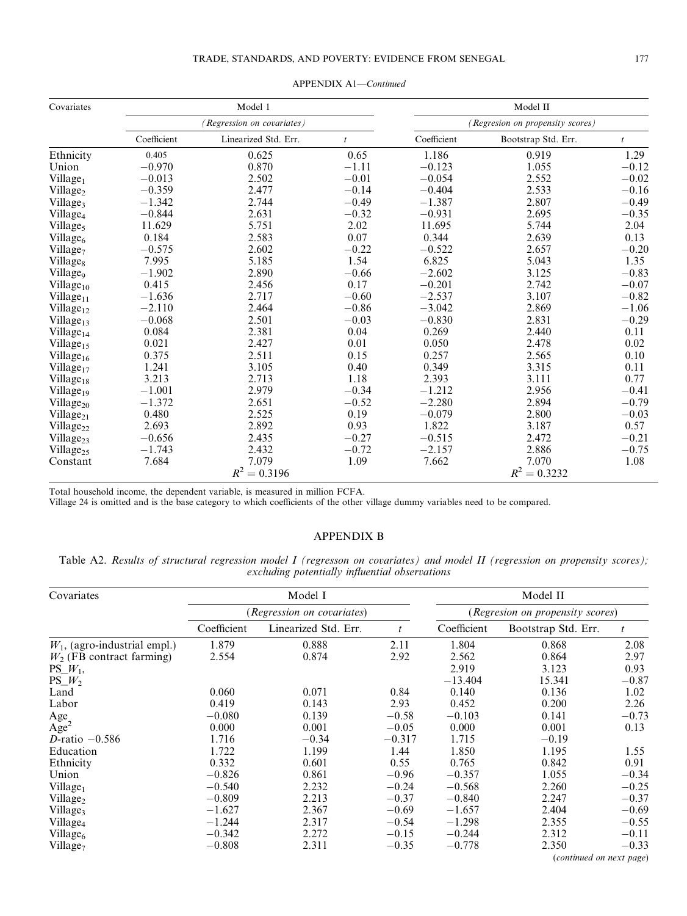APPENDIX A1—*Continued*

| Covariates | Model 1 | | | Model II | | |
|---|---|---|---|---|---|---|
| | *(Regression on covariates)* | | | *(Regresion on propensity scores)* | | |
| | Coefficient | Linearized Std. Err. | $t$ | Coefficient | Bootstrap Std. Err. | $t$ |
| Ethnicity | 0.405 | 0.625 | 0.65 | 1.186 | 0.919 | 1.29 |
| Union | −0.970 | 0.870 | −1.11 | −0.123 | 1.055 | −0.12 |
| $Village_1$ | −0.013 | 2.502 | −0.01 | −0.054 | 2.552 | −0.02 |
| $Village_2$ | −0.359 | 2.477 | −0.14 | −0.404 | 2.533 | −0.16 |
| $Village_3$ | −1.342 | 2.744 | −0.49 | −1.387 | 2.807 | −0.49 |
| $Village_4$ | −0.844 | 2.631 | −0.32 | −0.931 | 2.695 | −0.35 |
| $Village_5$ | 11.629 | 5.751 | 2.02 | 11.695 | 5.744 | 2.04 |
| $Village_6$ | 0.184 | 2.583 | 0.07 | 0.344 | 2.639 | 0.13 |
| $Village_7$ | −0.575 | 2.602 | −0.22 | −0.522 | 2.657 | −0.20 |
| $Village_8$ | 7.995 | 5.185 | 1.54 | 6.825 | 5.043 | 1.35 |
| $Village_9$ | −1.902 | 2.890 | −0.66 | −2.602 | 3.125 | −0.83 |
| $Village_{10}$ | 0.415 | 2.456 | 0.17 | −0.201 | 2.742 | −0.07 |
| $Village_{11}$ | −1.636 | 2.717 | −0.60 | −2.537 | 3.107 | −0.82 |
| $Village_{12}$ | −2.110 | 2.464 | −0.86 | −3.042 | 2.869 | −1.06 |
| $Village_{13}$ | −0.068 | 2.501 | −0.03 | −0.830 | 2.831 | −0.29 |
| $Village_{14}$ | 0.084 | 2.381 | 0.04 | 0.269 | 2.440 | 0.11 |
| $Village_{15}$ | 0.021 | 2.427 | 0.01 | 0.050 | 2.478 | 0.02 |
| $Village_{16}$ | 0.375 | 2.511 | 0.15 | 0.257 | 2.565 | 0.10 |
| $Village_{17}$ | 1.241 | 3.105 | 0.40 | 0.349 | 3.315 | 0.11 |
| $Village_{18}$ | 3.213 | 2.713 | 1.18 | 2.393 | 3.111 | 0.77 |
| $Village_{19}$ | −1.001 | 2.979 | −0.34 | −1.212 | 2.956 | −0.41 |
| $Village_{20}$ | −1.372 | 2.651 | −0.52 | −2.280 | 2.894 | −0.79 |
| $Village_{21}$ | 0.480 | 2.525 | 0.19 | −0.079 | 2.800 | −0.03 |
| $Village_{22}$ | 2.693 | 2.892 | 0.93 | 1.822 | 3.187 | 0.57 |
| $Village_{23}$ | −0.656 | 2.435 | −0.27 | −0.515 | 2.472 | −0.21 |
| $Village_{25}$ | −1.743 | 2.432 | −0.72 | −2.157 | 2.886 | −0.75 |
| Constant | 7.684 | 7.079 | 1.09 | 7.662 | 7.070 | 1.08 |
| | | $R^2 = 0.3196$ | | | $R^2 = 0.3232$ | |

Total household income, the dependent variable, is measured in million FCFA.
Village 24 is omitted and is the base category to which coefficients of the other village dummy variables need to be compared.

## APPENDIX B

Table A2. *Results of structural regression model I (regresson on covariates) and model II (regression on propensity scores); excluding potentially influential observations*

| Covariates | Model I | | | Model II | | |
|---|---|---|---|---|---|---|
| | *(Regression on covariates)* | | | *(Regresion on propensity scores)* | | |
| | Coefficient | Linearized Std. Err. | $t$ | Coefficient | Bootstrap Std. Err. | $t$ |
| $W_1$, (agro-industrial empl.) | 1.879 | 0.888 | 2.11 | 1.804 | 0.868 | 2.08 |
| $W_2$ (FB contract farming) | 2.554 | 0.874 | 2.92 | 2.562 | 0.864 | 2.97 |
| PS_$W_1$, | | | | 2.919 | 3.123 | 0.93 |
| PS_$W_2$ | | | | −13.404 | 15.341 | −0.87 |
| Land | 0.060 | 0.071 | 0.84 | 0.140 | 0.136 | 1.02 |
| Labor | 0.419 | 0.143 | 2.93 | 0.452 | 0.200 | 2.26 |
| Age | −0.080 | 0.139 | −0.58 | −0.103 | 0.141 | −0.73 |
| $Age^2$ | 0.000 | 0.001 | −0.05 | 0.000 | 0.001 | 0.13 |
| *D*-ratio −0.586 | 1.716 | −0.34 | −0.317 | 1.715 | −0.19 | |
| Education | 1.722 | 1.199 | 1.44 | 1.850 | 1.195 | 1.55 |
| Ethnicity | 0.332 | 0.601 | 0.55 | 0.765 | 0.842 | 0.91 |
| Union | −0.826 | 0.861 | −0.96 | −0.357 | 1.055 | −0.34 |
| $Village_1$ | −0.540 | 2.232 | −0.24 | −0.568 | 2.260 | −0.25 |
| $Village_2$ | −0.809 | 2.213 | −0.37 | −0.840 | 2.247 | −0.37 |
| $Village_3$ | −1.627 | 2.367 | −0.69 | −1.657 | 2.404 | −0.69 |
| $Village_4$ | −1.244 | 2.317 | −0.54 | −1.298 | 2.355 | −0.55 |
| $Village_6$ | −0.342 | 2.272 | −0.15 | −0.244 | 2.312 | −0.11 |
| $Village_7$ | −0.808 | 2.311 | −0.35 | −0.778 | 2.350 | −0.33 |

(*continued on next page*)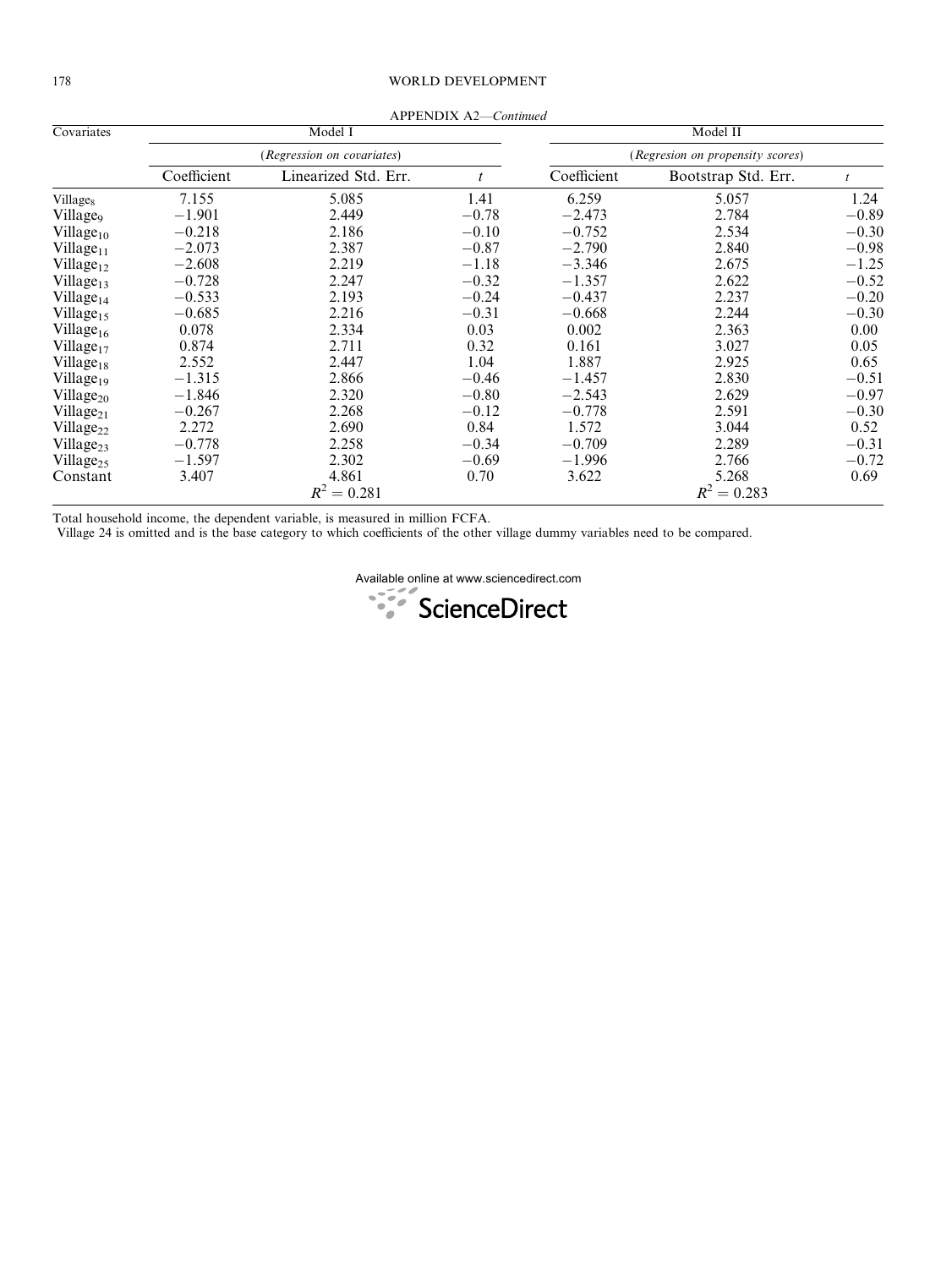APPENDIX A2—*Continued*

| Covariates | Model I | | | Model II | | |
|---|---|---|---|---|---|---|
| | (*Regression on covariates*) | | | (*Regresion on propensity scores*) | | |
| | Coefficient | Linearized Std. Err. | $t$ | Coefficient | Bootstrap Std. Err. | $t$ |
| $Village_8$ | 7.155 | 5.085 | 1.41 | 6.259 | 5.057 | 1.24 |
| $Village_9$ | −1.901 | 2.449 | −0.78 | −2.473 | 2.784 | −0.89 |
| $Village_{10}$ | −0.218 | 2.186 | −0.10 | −0.752 | 2.534 | −0.30 |
| $Village_{11}$ | −2.073 | 2.387 | −0.87 | −2.790 | 2.840 | −0.98 |
| $Village_{12}$ | −2.608 | 2.219 | −1.18 | −3.346 | 2.675 | −1.25 |
| $Village_{13}$ | −0.728 | 2.247 | −0.32 | −1.357 | 2.622 | −0.52 |
| $Village_{14}$ | −0.533 | 2.193 | −0.24 | −0.437 | 2.237 | −0.20 |
| $Village_{15}$ | −0.685 | 2.216 | −0.31 | −0.668 | 2.244 | −0.30 |
| $Village_{16}$ | 0.078 | 2.334 | 0.03 | 0.002 | 2.363 | 0.00 |
| $Village_{17}$ | 0.874 | 2.711 | 0.32 | 0.161 | 3.027 | 0.05 |
| $Village_{18}$ | 2.552 | 2.447 | 1.04 | 1.887 | 2.925 | 0.65 |
| $Village_{19}$ | −1.315 | 2.866 | −0.46 | −1.457 | 2.830 | −0.51 |
| $Village_{20}$ | −1.846 | 2.320 | −0.80 | −2.543 | 2.629 | −0.97 |
| $Village_{21}$ | −0.267 | 2.268 | −0.12 | −0.778 | 2.591 | −0.30 |
| $Village_{22}$ | 2.272 | 2.690 | 0.84 | 1.572 | 3.044 | 0.52 |
| $Village_{23}$ | −0.778 | 2.258 | −0.34 | −0.709 | 2.289 | −0.31 |
| $Village_{25}$ | −1.597 | 2.302 | −0.69 | −1.996 | 2.766 | −0.72 |
| Constant | 3.407 | 4.861 | 0.70 | 3.622 | 5.268 | 0.69 |
| | | $R^2 = 0.281$ | | | $R^2 = 0.283$ | |

Total household income, the dependent variable, is measured in million FCFA.
Village 24 is omitted and is the base category to which coefficients of the other village dummy variables need to be compared.

Available online at www.sciencedirect.com

ScienceDirect